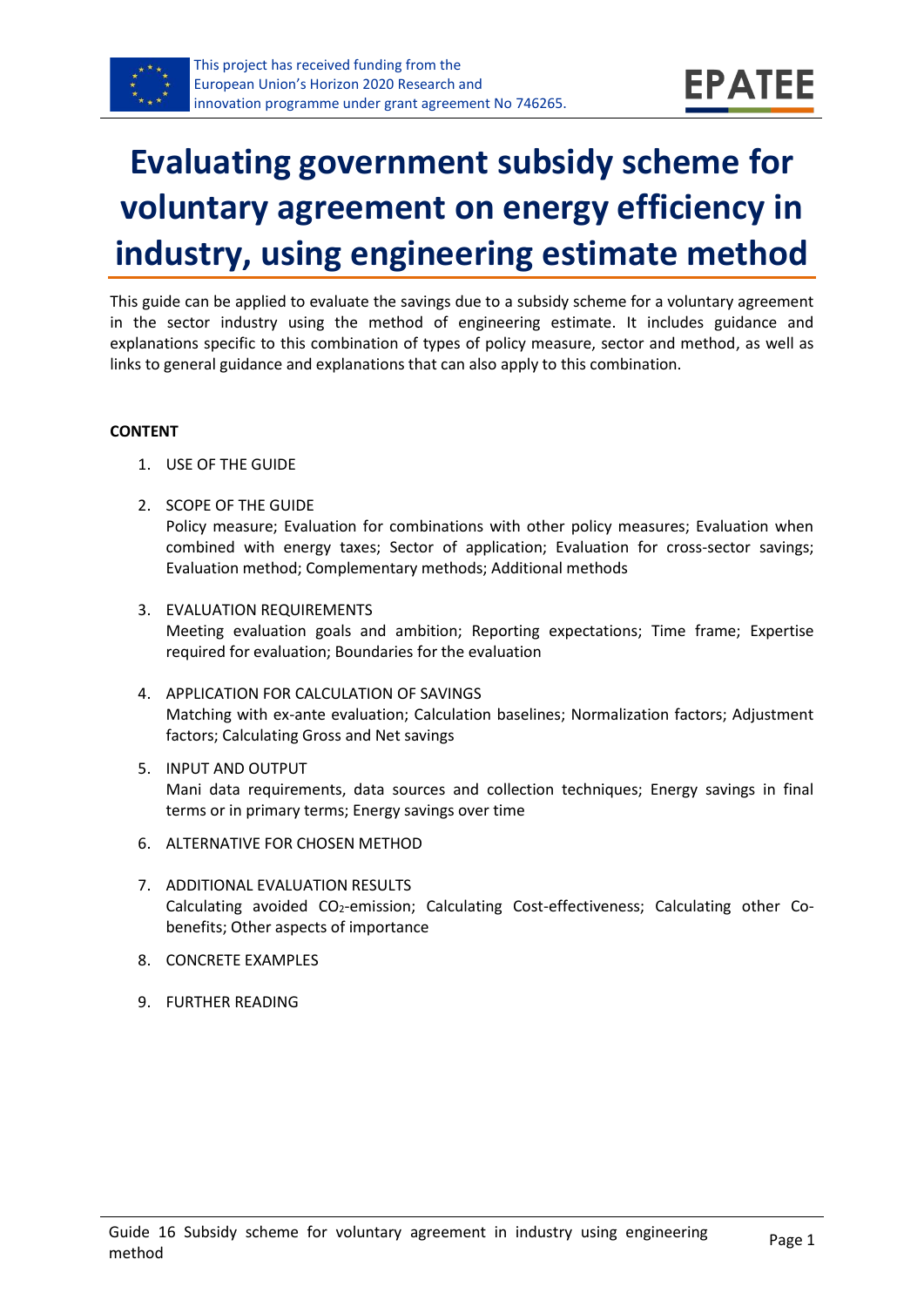# Evaluating government subsidy scheme for voluntary agreement on energy efficiency in industry, using engineering estimate method

This guide can be applied to evaluate the savings due to a subsidy scheme for a voluntary agreement in the sector industry using the method of engineering estimate. It includes guidance and explanations specific to this combination of types of policy measure, sector and method, as well as links to general guidance and explanations that can also apply to this combination.

**CONTENT**

1. USE OF THE GUIDE
2. SCOPE OF THE GUIDE
   Policy measure; Evaluation for combinations with other policy measures; Evaluation when combined with energy taxes; Sector of application; Evaluation for cross-sector savings; Evaluation method; Complementary methods; Additional methods
3. EVALUATION REQUIREMENTS
   Meeting evaluation goals and ambition; Reporting expectations; Time frame; Expertise required for evaluation; Boundaries for the evaluation
4. APPLICATION FOR CALCULATION OF SAVINGS
   Matching with ex-ante evaluation; Calculation baselines; Normalization factors; Adjustment factors; Calculating Gross and Net savings
5. INPUT AND OUTPUT
   Mani data requirements, data sources and collection techniques; Energy savings in final terms or in primary terms; Energy savings over time
6. ALTERNATIVE FOR CHOSEN METHOD
7. ADDITIONAL EVALUATION RESULTS
   Calculating avoided $CO_2$-emission; Calculating Cost-effectiveness; Calculating other Co-benefits; Other aspects of importance
8. CONCRETE EXAMPLES
9. FURTHER READING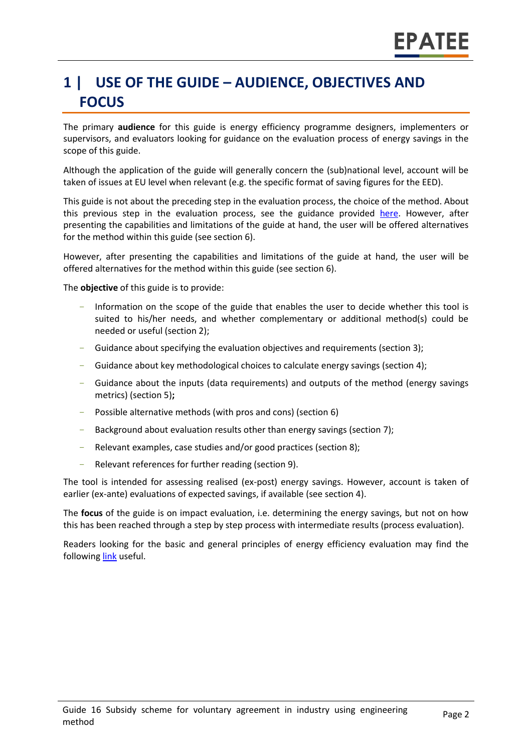# 1 | USE OF THE GUIDE – AUDIENCE, OBJECTIVES AND FOCUS

The primary **audience** for this guide is energy efficiency programme designers, implementers or supervisors, and evaluators looking for guidance on the evaluation process of energy savings in the scope of this guide.

Although the application of the guide will generally concern the (sub)national level, account will be taken of issues at EU level when relevant (e.g. the specific format of saving figures for the EED).

This guide is not about the preceding step in the evaluation process, the choice of the method. About this previous step in the evaluation process, see the guidance provided here. However, after presenting the capabilities and limitations of the guide at hand, the user will be offered alternatives for the method within this guide (see section 6).

However, after presenting the capabilities and limitations of the guide at hand, the user will be offered alternatives for the method within this guide (see section 6).

The **objective** of this guide is to provide:

- Information on the scope of the guide that enables the user to decide whether this tool is suited to his/her needs, and whether complementary or additional method(s) could be needed or useful (section 2);
- Guidance about specifying the evaluation objectives and requirements (section 3);
- Guidance about key methodological choices to calculate energy savings (section 4);
- Guidance about the inputs (data requirements) and outputs of the method (energy savings metrics) (section 5)**;**
- Possible alternative methods (with pros and cons) (section 6)
- Background about evaluation results other than energy savings (section 7);
- Relevant examples, case studies and/or good practices (section 8);
- Relevant references for further reading (section 9).

The tool is intended for assessing realised (ex-post) energy savings. However, account is taken of earlier (ex-ante) evaluations of expected savings, if available (see section 4).

The **focus** of the guide is on impact evaluation, i.e. determining the energy savings, but not on how this has been reached through a step by step process with intermediate results (process evaluation).

Readers looking for the basic and general principles of energy efficiency evaluation may find the following link useful.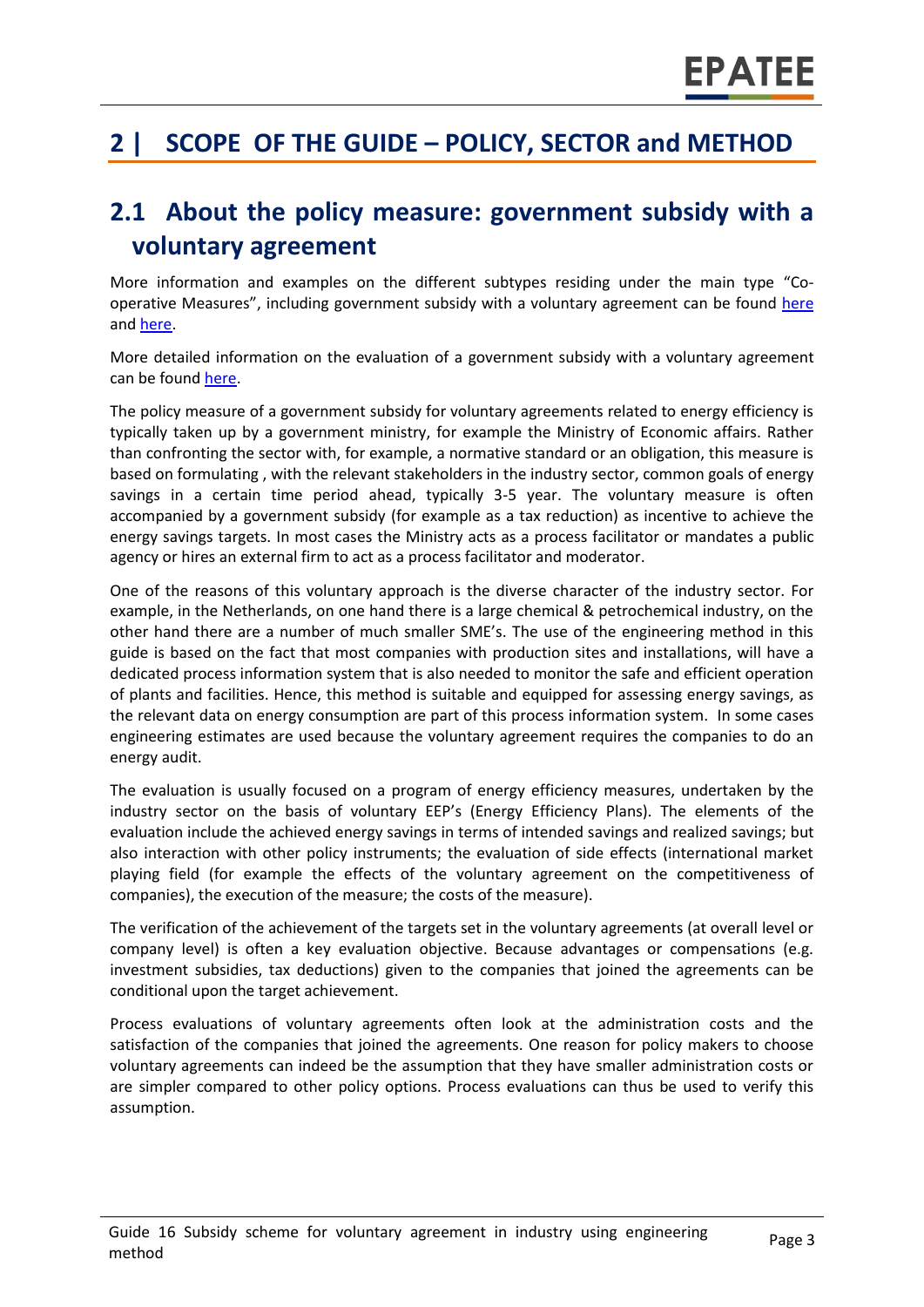## 2 | SCOPE OF THE GUIDE – POLICY, SECTOR and METHOD

### 2.1 About the policy measure: government subsidy with a voluntary agreement

More information and examples on the different subtypes residing under the main type "Co-operative Measures", including government subsidy with a voluntary agreement can be found here and here.

More detailed information on the evaluation of a government subsidy with a voluntary agreement can be found here.

The policy measure of a government subsidy for voluntary agreements related to energy efficiency is typically taken up by a government ministry, for example the Ministry of Economic affairs. Rather than confronting the sector with, for example, a normative standard or an obligation, this measure is based on formulating , with the relevant stakeholders in the industry sector, common goals of energy savings in a certain time period ahead, typically 3-5 year. The voluntary measure is often accompanied by a government subsidy (for example as a tax reduction) as incentive to achieve the energy savings targets. In most cases the Ministry acts as a process facilitator or mandates a public agency or hires an external firm to act as a process facilitator and moderator.

One of the reasons of this voluntary approach is the diverse character of the industry sector. For example, in the Netherlands, on one hand there is a large chemical & petrochemical industry, on the other hand there are a number of much smaller SME's. The use of the engineering method in this guide is based on the fact that most companies with production sites and installations, will have a dedicated process information system that is also needed to monitor the safe and efficient operation of plants and facilities. Hence, this method is suitable and equipped for assessing energy savings, as the relevant data on energy consumption are part of this process information system. In some cases engineering estimates are used because the voluntary agreement requires the companies to do an energy audit.

The evaluation is usually focused on a program of energy efficiency measures, undertaken by the industry sector on the basis of voluntary EEP's (Energy Efficiency Plans). The elements of the evaluation include the achieved energy savings in terms of intended savings and realized savings; but also interaction with other policy instruments; the evaluation of side effects (international market playing field (for example the effects of the voluntary agreement on the competitiveness of companies), the execution of the measure; the costs of the measure).

The verification of the achievement of the targets set in the voluntary agreements (at overall level or company level) is often a key evaluation objective. Because advantages or compensations (e.g. investment subsidies, tax deductions) given to the companies that joined the agreements can be conditional upon the target achievement.

Process evaluations of voluntary agreements often look at the administration costs and the satisfaction of the companies that joined the agreements. One reason for policy makers to choose voluntary agreements can indeed be the assumption that they have smaller administration costs or are simpler compared to other policy options. Process evaluations can thus be used to verify this assumption.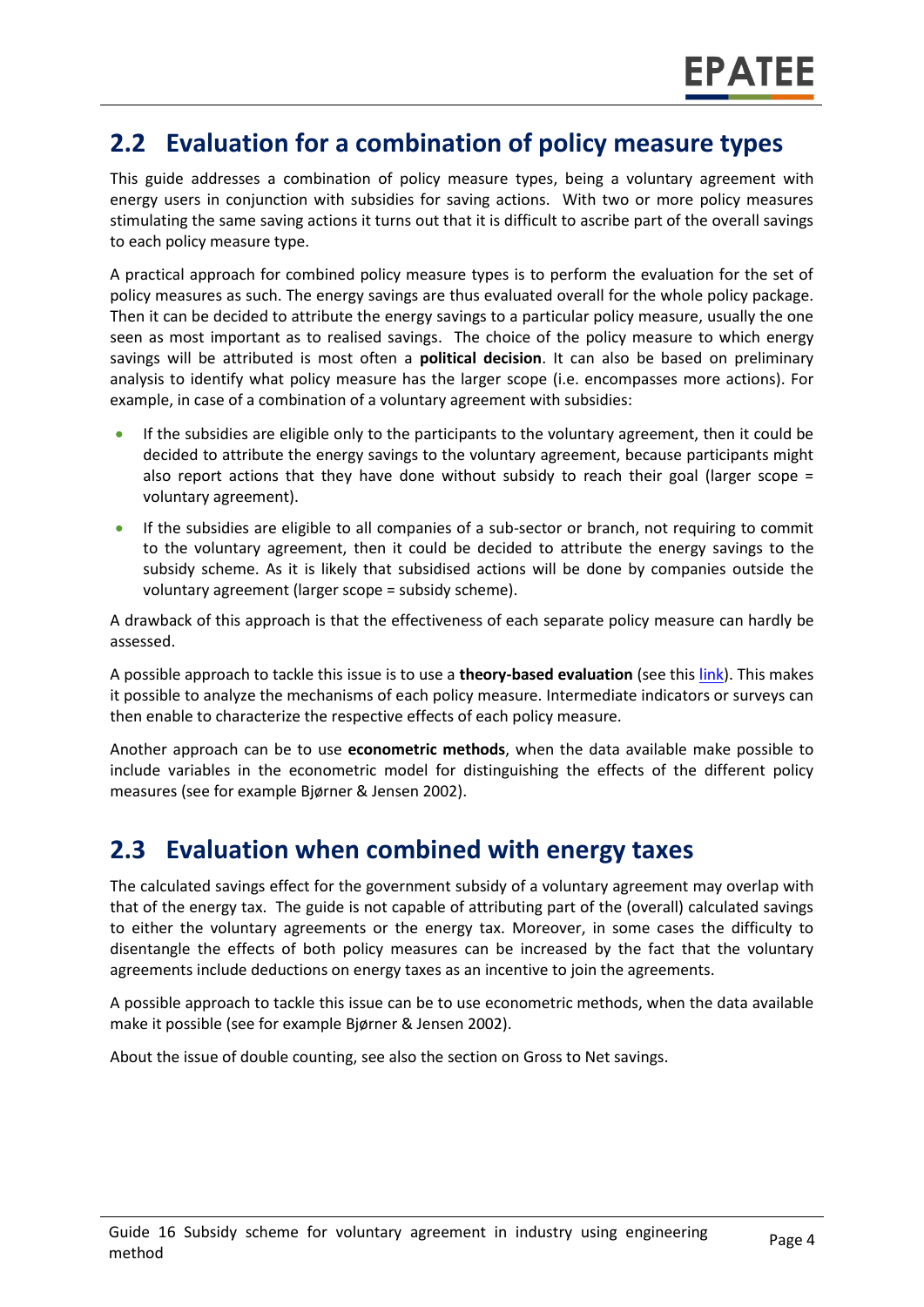## 2.2 Evaluation for a combination of policy measure types

This guide addresses a combination of policy measure types, being a voluntary agreement with energy users in conjunction with subsidies for saving actions. With two or more policy measures stimulating the same saving actions it turns out that it is difficult to ascribe part of the overall savings to each policy measure type.

A practical approach for combined policy measure types is to perform the evaluation for the set of policy measures as such. The energy savings are thus evaluated overall for the whole policy package. Then it can be decided to attribute the energy savings to a particular policy measure, usually the one seen as most important as to realised savings. The choice of the policy measure to which energy savings will be attributed is most often a **political decision**. It can also be based on preliminary analysis to identify what policy measure has the larger scope (i.e. encompasses more actions). For example, in case of a combination of a voluntary agreement with subsidies:

- If the subsidies are eligible only to the participants to the voluntary agreement, then it could be decided to attribute the energy savings to the voluntary agreement, because participants might also report actions that they have done without subsidy to reach their goal (larger scope = voluntary agreement).
- If the subsidies are eligible to all companies of a sub-sector or branch, not requiring to commit to the voluntary agreement, then it could be decided to attribute the energy savings to the subsidy scheme. As it is likely that subsidised actions will be done by companies outside the voluntary agreement (larger scope = subsidy scheme).

A drawback of this approach is that the effectiveness of each separate policy measure can hardly be assessed.

A possible approach to tackle this issue is to use a **theory-based evaluation** (see this link). This makes it possible to analyze the mechanisms of each policy measure. Intermediate indicators or surveys can then enable to characterize the respective effects of each policy measure.

Another approach can be to use **econometric methods**, when the data available make possible to include variables in the econometric model for distinguishing the effects of the different policy measures (see for example Bjørner & Jensen 2002).

## 2.3 Evaluation when combined with energy taxes

The calculated savings effect for the government subsidy of a voluntary agreement may overlap with that of the energy tax. The guide is not capable of attributing part of the (overall) calculated savings to either the voluntary agreements or the energy tax. Moreover, in some cases the difficulty to disentangle the effects of both policy measures can be increased by the fact that the voluntary agreements include deductions on energy taxes as an incentive to join the agreements.

A possible approach to tackle this issue can be to use econometric methods, when the data available make it possible (see for example Bjørner & Jensen 2002).

About the issue of double counting, see also the section on Gross to Net savings.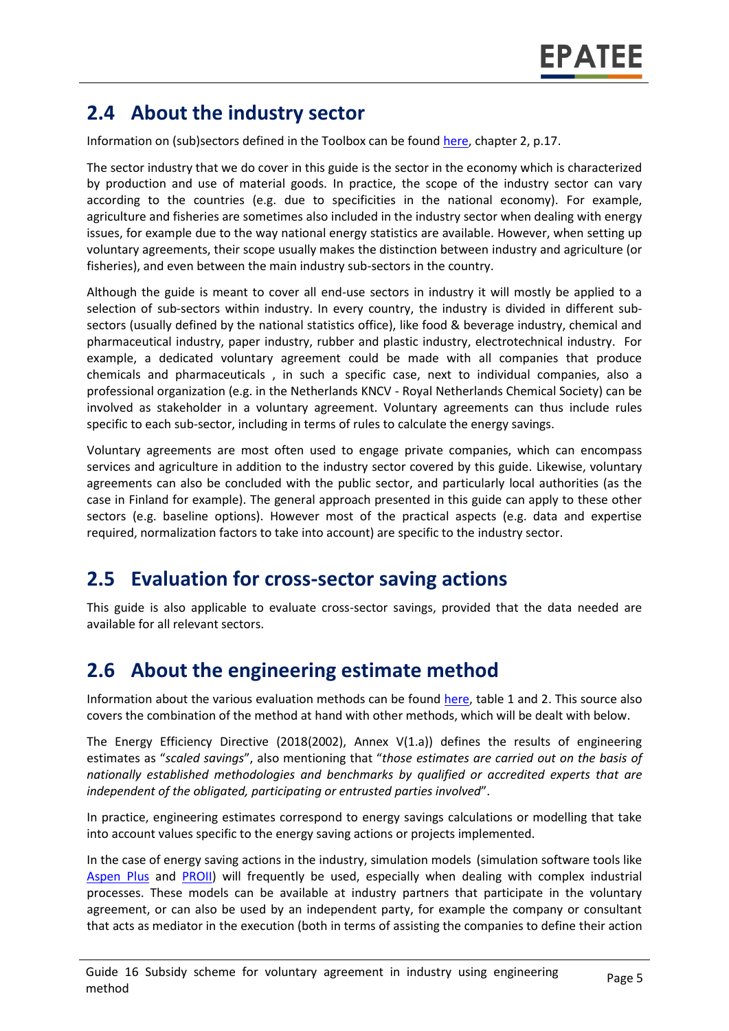## 2.4 About the industry sector

Information on (sub)sectors defined in the Toolbox can be found [here](), chapter 2, p.17.

The sector industry that we do cover in this guide is the sector in the economy which is characterized by production and use of material goods. In practice, the scope of the industry sector can vary according to the countries (e.g. due to specificities in the national economy). For example, agriculture and fisheries are sometimes also included in the industry sector when dealing with energy issues, for example due to the way national energy statistics are available. However, when setting up voluntary agreements, their scope usually makes the distinction between industry and agriculture (or fisheries), and even between the main industry sub-sectors in the country.

Although the guide is meant to cover all end-use sectors in industry it will mostly be applied to a selection of sub-sectors within industry. In every country, the industry is divided in different sub-sectors (usually defined by the national statistics office), like food & beverage industry, chemical and pharmaceutical industry, paper industry, rubber and plastic industry, electrotechnical industry. For example, a dedicated voluntary agreement could be made with all companies that produce chemicals and pharmaceuticals , in such a specific case, next to individual companies, also a professional organization (e.g. in the Netherlands KNCV - Royal Netherlands Chemical Society) can be involved as stakeholder in a voluntary agreement. Voluntary agreements can thus include rules specific to each sub-sector, including in terms of rules to calculate the energy savings.

Voluntary agreements are most often used to engage private companies, which can encompass services and agriculture in addition to the industry sector covered by this guide. Likewise, voluntary agreements can also be concluded with the public sector, and particularly local authorities (as the case in Finland for example). The general approach presented in this guide can apply to these other sectors (e.g. baseline options). However most of the practical aspects (e.g. data and expertise required, normalization factors to take into account) are specific to the industry sector.

## 2.5 Evaluation for cross-sector saving actions

This guide is also applicable to evaluate cross-sector savings, provided that the data needed are available for all relevant sectors.

## 2.6 About the engineering estimate method

Information about the various evaluation methods can be found [here](), table 1 and 2. This source also covers the combination of the method at hand with other methods, which will be dealt with below.

The Energy Efficiency Directive (2018(2002), Annex V(1.a)) defines the results of engineering estimates as "*scaled savings*", also mentioning that "*those estimates are carried out on the basis of nationally established methodologies and benchmarks by qualified or accredited experts that are independent of the obligated, participating or entrusted parties involved*".

In practice, engineering estimates correspond to energy savings calculations or modelling that take into account values specific to the energy saving actions or projects implemented.

In the case of energy saving actions in the industry, simulation models (simulation software tools like [Aspen Plus]() and [PROII]()) will frequently be used, especially when dealing with complex industrial processes. These models can be available at industry partners that participate in the voluntary agreement, or can also be used by an independent party, for example the company or consultant that acts as mediator in the execution (both in terms of assisting the companies to define their action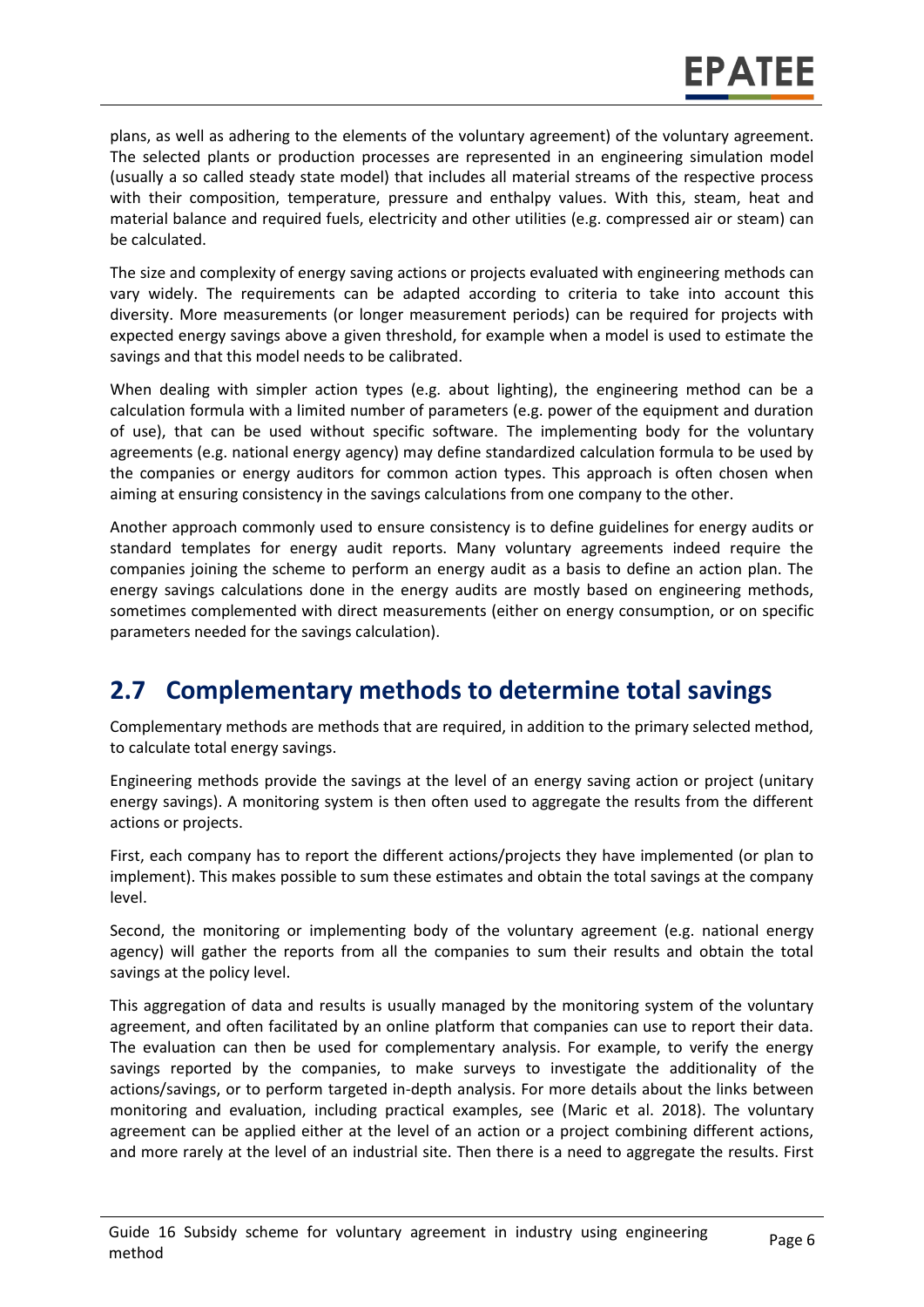plans, as well as adhering to the elements of the voluntary agreement) of the voluntary agreement. The selected plants or production processes are represented in an engineering simulation model (usually a so called steady state model) that includes all material streams of the respective process with their composition, temperature, pressure and enthalpy values. With this, steam, heat and material balance and required fuels, electricity and other utilities (e.g. compressed air or steam) can be calculated.

The size and complexity of energy saving actions or projects evaluated with engineering methods can vary widely. The requirements can be adapted according to criteria to take into account this diversity. More measurements (or longer measurement periods) can be required for projects with expected energy savings above a given threshold, for example when a model is used to estimate the savings and that this model needs to be calibrated.

When dealing with simpler action types (e.g. about lighting), the engineering method can be a calculation formula with a limited number of parameters (e.g. power of the equipment and duration of use), that can be used without specific software. The implementing body for the voluntary agreements (e.g. national energy agency) may define standardized calculation formula to be used by the companies or energy auditors for common action types. This approach is often chosen when aiming at ensuring consistency in the savings calculations from one company to the other.

Another approach commonly used to ensure consistency is to define guidelines for energy audits or standard templates for energy audit reports. Many voluntary agreements indeed require the companies joining the scheme to perform an energy audit as a basis to define an action plan. The energy savings calculations done in the energy audits are mostly based on engineering methods, sometimes complemented with direct measurements (either on energy consumption, or on specific parameters needed for the savings calculation).

## 2.7 Complementary methods to determine total savings

Complementary methods are methods that are required, in addition to the primary selected method, to calculate total energy savings.

Engineering methods provide the savings at the level of an energy saving action or project (unitary energy savings). A monitoring system is then often used to aggregate the results from the different actions or projects.

First, each company has to report the different actions/projects they have implemented (or plan to implement). This makes possible to sum these estimates and obtain the total savings at the company level.

Second, the monitoring or implementing body of the voluntary agreement (e.g. national energy agency) will gather the reports from all the companies to sum their results and obtain the total savings at the policy level.

This aggregation of data and results is usually managed by the monitoring system of the voluntary agreement, and often facilitated by an online platform that companies can use to report their data. The evaluation can then be used for complementary analysis. For example, to verify the energy savings reported by the companies, to make surveys to investigate the additionality of the actions/savings, or to perform targeted in-depth analysis. For more details about the links between monitoring and evaluation, including practical examples, see (Maric et al. 2018). The voluntary agreement can be applied either at the level of an action or a project combining different actions, and more rarely at the level of an industrial site. Then there is a need to aggregate the results. First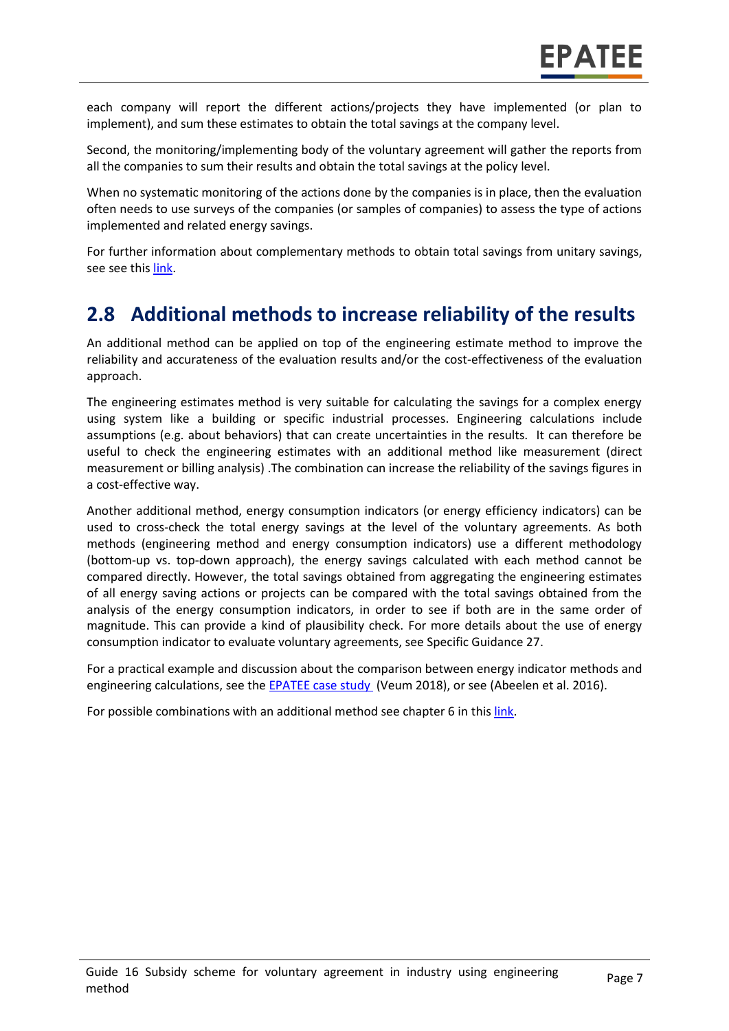each company will report the different actions/projects they have implemented (or plan to implement), and sum these estimates to obtain the total savings at the company level.

Second, the monitoring/implementing body of the voluntary agreement will gather the reports from all the companies to sum their results and obtain the total savings at the policy level.

When no systematic monitoring of the actions done by the companies is in place, then the evaluation often needs to use surveys of the companies (or samples of companies) to assess the type of actions implemented and related energy savings.

For further information about complementary methods to obtain total savings from unitary savings, see see this link.

## 2.8 Additional methods to increase reliability of the results

An additional method can be applied on top of the engineering estimate method to improve the reliability and accurateness of the evaluation results and/or the cost-effectiveness of the evaluation approach.

The engineering estimates method is very suitable for calculating the savings for a complex energy using system like a building or specific industrial processes. Engineering calculations include assumptions (e.g. about behaviors) that can create uncertainties in the results. It can therefore be useful to check the engineering estimates with an additional method like measurement (direct measurement or billing analysis) .The combination can increase the reliability of the savings figures in a cost-effective way.

Another additional method, energy consumption indicators (or energy efficiency indicators) can be used to cross-check the total energy savings at the level of the voluntary agreements. As both methods (engineering method and energy consumption indicators) use a different methodology (bottom-up vs. top-down approach), the energy savings calculated with each method cannot be compared directly. However, the total savings obtained from aggregating the engineering estimates of all energy saving actions or projects can be compared with the total savings obtained from the analysis of the energy consumption indicators, in order to see if both are in the same order of magnitude. This can provide a kind of plausibility check. For more details about the use of energy consumption indicator to evaluate voluntary agreements, see Specific Guidance 27.

For a practical example and discussion about the comparison between energy indicator methods and engineering calculations, see the EPATEE case study (Veum 2018), or see (Abeelen et al. 2016).

For possible combinations with an additional method see chapter 6 in this link.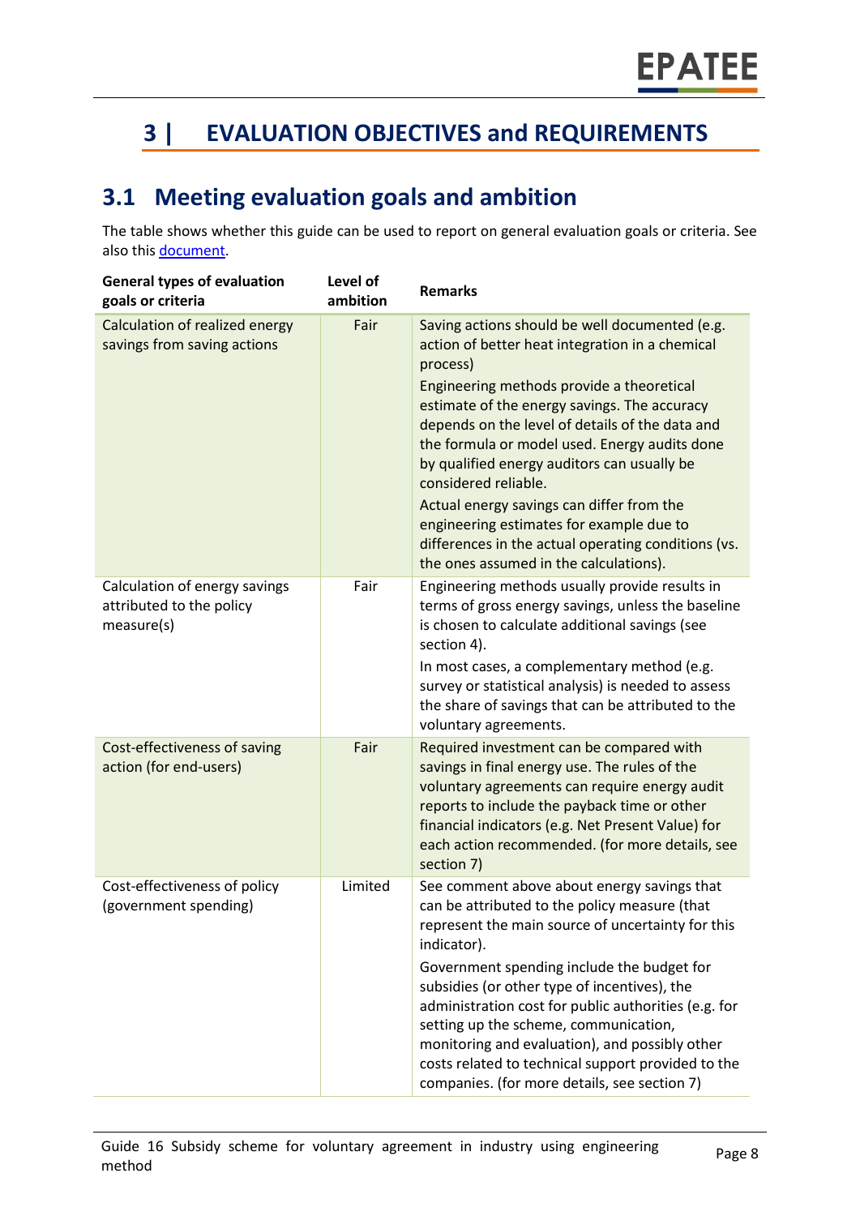# 3 | EVALUATION OBJECTIVES and REQUIREMENTS

## 3.1 Meeting evaluation goals and ambition

The table shows whether this guide can be used to report on general evaluation goals or criteria. See also this document.

| General types of evaluation goals or criteria | Level of ambition | Remarks |
|---|---|---|
| Calculation of realized energy savings from saving actions | Fair | Saving actions should be well documented (e.g. action of better heat integration in a chemical process)<br>Engineering methods provide a theoretical estimate of the energy savings. The accuracy depends on the level of details of the data and the formula or model used. Energy audits done by qualified energy auditors can usually be considered reliable.<br>Actual energy savings can differ from the engineering estimates for example due to differences in the actual operating conditions (vs. the ones assumed in the calculations). |
| Calculation of energy savings attributed to the policy measure(s) | Fair | Engineering methods usually provide results in terms of gross energy savings, unless the baseline is chosen to calculate additional savings (see section 4).<br>In most cases, a complementary method (e.g. survey or statistical analysis) is needed to assess the share of savings that can be attributed to the voluntary agreements. |
| Cost-effectiveness of saving action (for end-users) | Fair | Required investment can be compared with savings in final energy use. The rules of the voluntary agreements can require energy audit reports to include the payback time or other financial indicators (e.g. Net Present Value) for each action recommended. (for more details, see section 7) |
| Cost-effectiveness of policy (government spending) | Limited | See comment above about energy savings that can be attributed to the policy measure (that represent the main source of uncertainty for this indicator).<br>Government spending include the budget for subsidies (or other type of incentives), the administration cost for public authorities (e.g. for setting up the scheme, communication, monitoring and evaluation), and possibly other costs related to technical support provided to the companies. (for more details, see section 7) |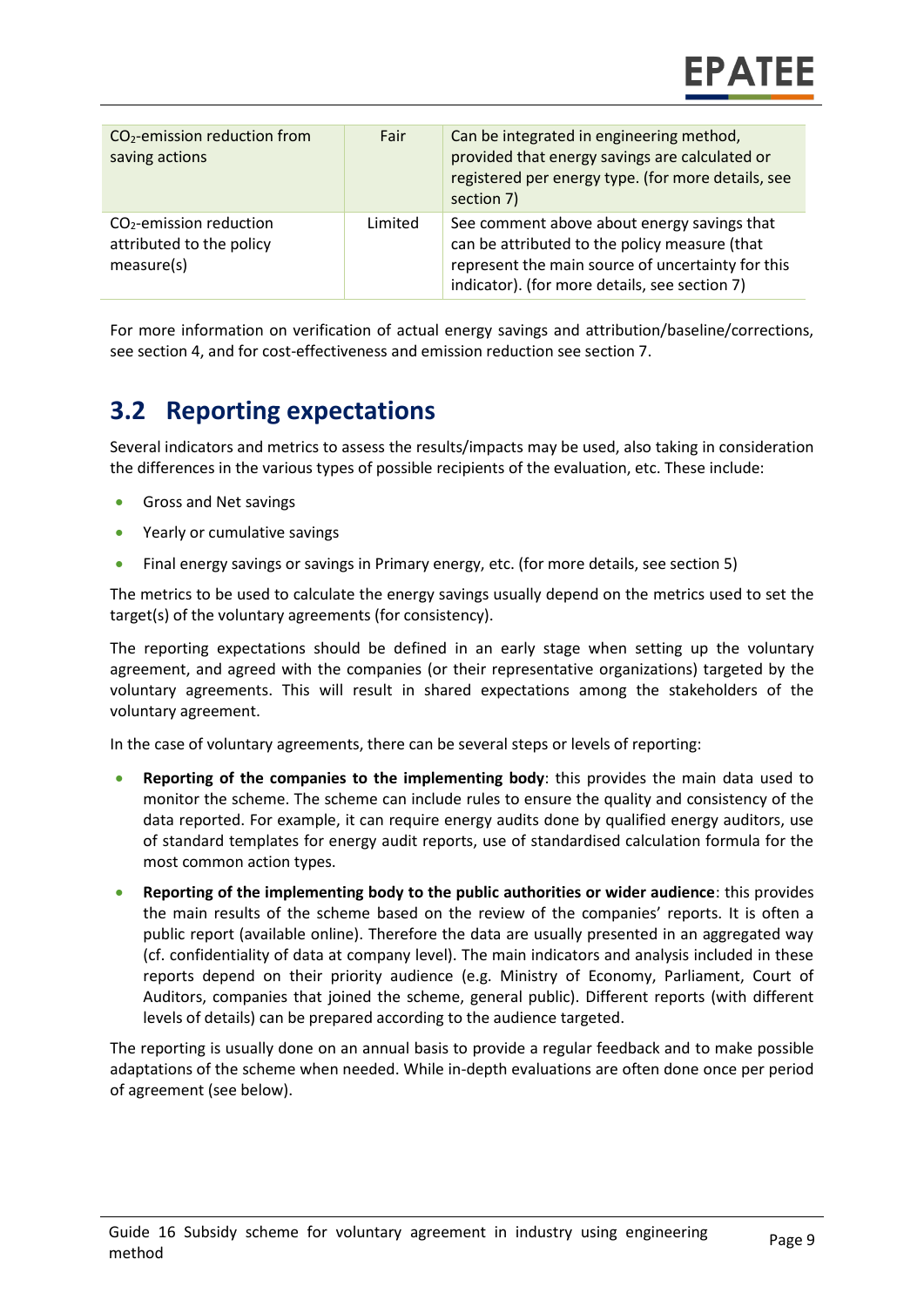| | | |
|---|---|---|
| $CO_2$-emission reduction from saving actions | Fair | Can be integrated in engineering method, provided that energy savings are calculated or registered per energy type. (for more details, see section 7) |
| $CO_2$-emission reduction attributed to the policy measure(s) | Limited | See comment above about energy savings that can be attributed to the policy measure (that represent the main source of uncertainty for this indicator). (for more details, see section 7) |

For more information on verification of actual energy savings and attribution/baseline/corrections, see section 4, and for cost-effectiveness and emission reduction see section 7.

## 3.2 Reporting expectations

Several indicators and metrics to assess the results/impacts may be used, also taking in consideration the differences in the various types of possible recipients of the evaluation, etc. These include:

- Gross and Net savings
- Yearly or cumulative savings
- Final energy savings or savings in Primary energy, etc. (for more details, see section 5)

The metrics to be used to calculate the energy savings usually depend on the metrics used to set the target(s) of the voluntary agreements (for consistency).

The reporting expectations should be defined in an early stage when setting up the voluntary agreement, and agreed with the companies (or their representative organizations) targeted by the voluntary agreements. This will result in shared expectations among the stakeholders of the voluntary agreement.

In the case of voluntary agreements, there can be several steps or levels of reporting:

- **Reporting of the companies to the implementing body**: this provides the main data used to monitor the scheme. The scheme can include rules to ensure the quality and consistency of the data reported. For example, it can require energy audits done by qualified energy auditors, use of standard templates for energy audit reports, use of standardised calculation formula for the most common action types.
- **Reporting of the implementing body to the public authorities or wider audience**: this provides the main results of the scheme based on the review of the companies' reports. It is often a public report (available online). Therefore the data are usually presented in an aggregated way (cf. confidentiality of data at company level). The main indicators and analysis included in these reports depend on their priority audience (e.g. Ministry of Economy, Parliament, Court of Auditors, companies that joined the scheme, general public). Different reports (with different levels of details) can be prepared according to the audience targeted.

The reporting is usually done on an annual basis to provide a regular feedback and to make possible adaptations of the scheme when needed. While in-depth evaluations are often done once per period of agreement (see below).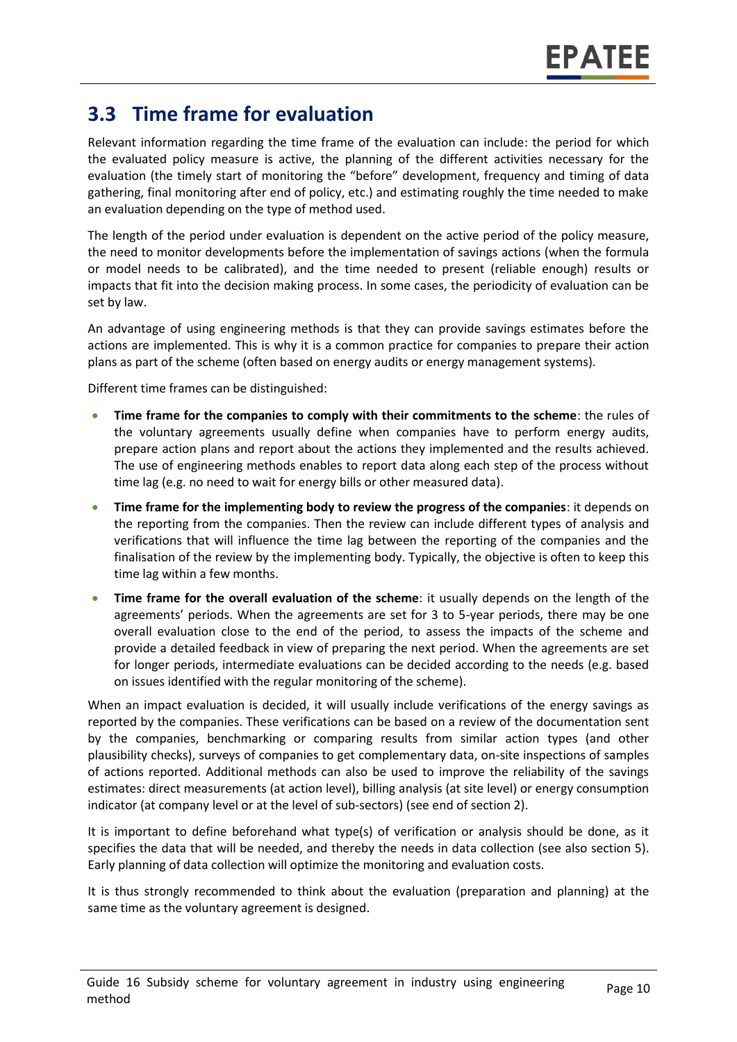## 3.3 Time frame for evaluation

Relevant information regarding the time frame of the evaluation can include: the period for which the evaluated policy measure is active, the planning of the different activities necessary for the evaluation (the timely start of monitoring the "before" development, frequency and timing of data gathering, final monitoring after end of policy, etc.) and estimating roughly the time needed to make an evaluation depending on the type of method used.

The length of the period under evaluation is dependent on the active period of the policy measure, the need to monitor developments before the implementation of savings actions (when the formula or model needs to be calibrated), and the time needed to present (reliable enough) results or impacts that fit into the decision making process. In some cases, the periodicity of evaluation can be set by law.

An advantage of using engineering methods is that they can provide savings estimates before the actions are implemented. This is why it is a common practice for companies to prepare their action plans as part of the scheme (often based on energy audits or energy management systems).

Different time frames can be distinguished:

- **Time frame for the companies to comply with their commitments to the scheme**: the rules of the voluntary agreements usually define when companies have to perform energy audits, prepare action plans and report about the actions they implemented and the results achieved. The use of engineering methods enables to report data along each step of the process without time lag (e.g. no need to wait for energy bills or other measured data).
- **Time frame for the implementing body to review the progress of the companies**: it depends on the reporting from the companies. Then the review can include different types of analysis and verifications that will influence the time lag between the reporting of the companies and the finalisation of the review by the implementing body. Typically, the objective is often to keep this time lag within a few months.
- **Time frame for the overall evaluation of the scheme**: it usually depends on the length of the agreements' periods. When the agreements are set for 3 to 5-year periods, there may be one overall evaluation close to the end of the period, to assess the impacts of the scheme and provide a detailed feedback in view of preparing the next period. When the agreements are set for longer periods, intermediate evaluations can be decided according to the needs (e.g. based on issues identified with the regular monitoring of the scheme).

When an impact evaluation is decided, it will usually include verifications of the energy savings as reported by the companies. These verifications can be based on a review of the documentation sent by the companies, benchmarking or comparing results from similar action types (and other plausibility checks), surveys of companies to get complementary data, on-site inspections of samples of actions reported. Additional methods can also be used to improve the reliability of the savings estimates: direct measurements (at action level), billing analysis (at site level) or energy consumption indicator (at company level or at the level of sub-sectors) (see end of section 2).

It is important to define beforehand what type(s) of verification or analysis should be done, as it specifies the data that will be needed, and thereby the needs in data collection (see also section 5). Early planning of data collection will optimize the monitoring and evaluation costs.

It is thus strongly recommended to think about the evaluation (preparation and planning) at the same time as the voluntary agreement is designed.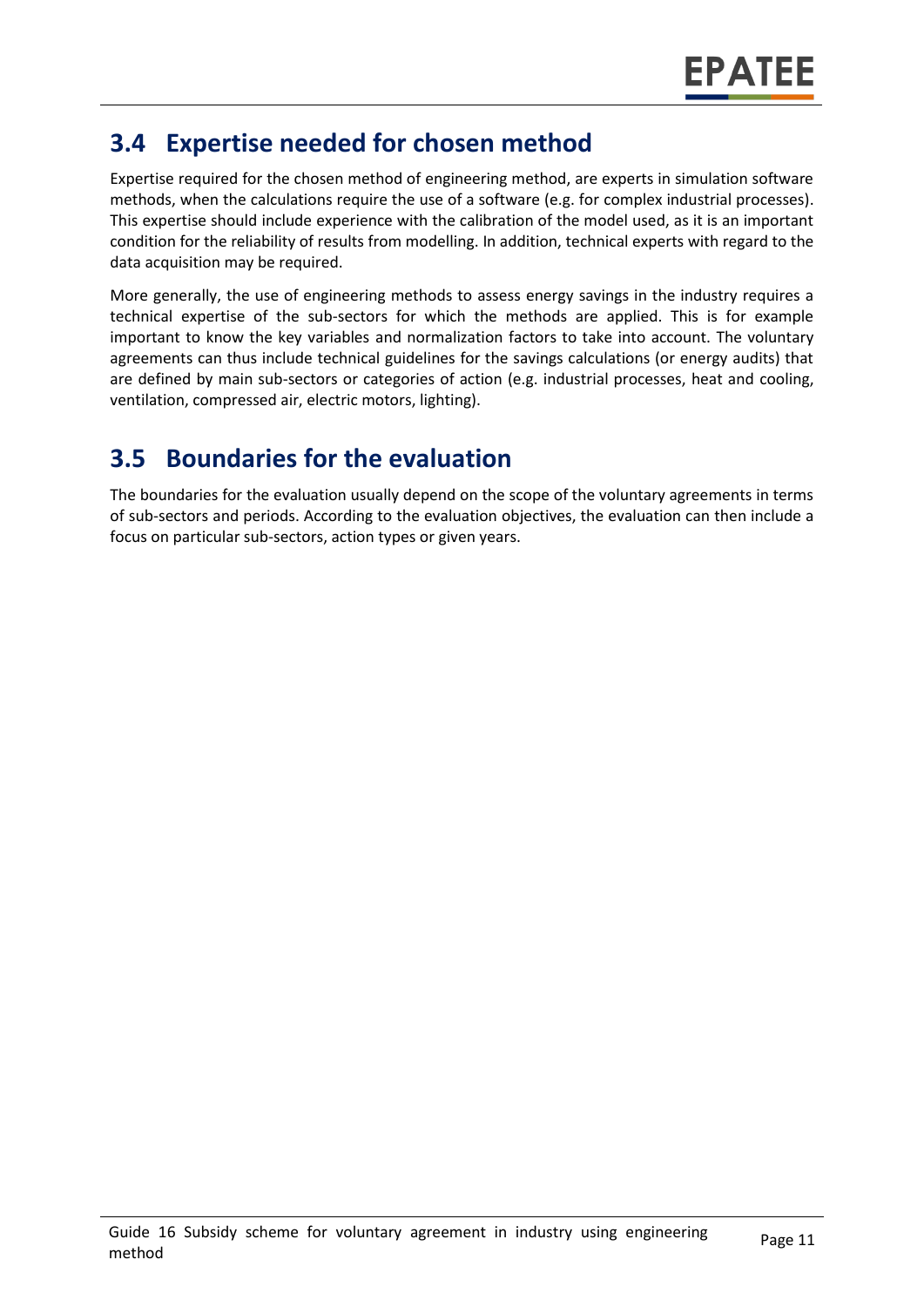## 3.4 Expertise needed for chosen method

Expertise required for the chosen method of engineering method, are experts in simulation software methods, when the calculations require the use of a software (e.g. for complex industrial processes). This expertise should include experience with the calibration of the model used, as it is an important condition for the reliability of results from modelling. In addition, technical experts with regard to the data acquisition may be required.

More generally, the use of engineering methods to assess energy savings in the industry requires a technical expertise of the sub-sectors for which the methods are applied. This is for example important to know the key variables and normalization factors to take into account. The voluntary agreements can thus include technical guidelines for the savings calculations (or energy audits) that are defined by main sub-sectors or categories of action (e.g. industrial processes, heat and cooling, ventilation, compressed air, electric motors, lighting).

## 3.5 Boundaries for the evaluation

The boundaries for the evaluation usually depend on the scope of the voluntary agreements in terms of sub-sectors and periods. According to the evaluation objectives, the evaluation can then include a focus on particular sub-sectors, action types or given years.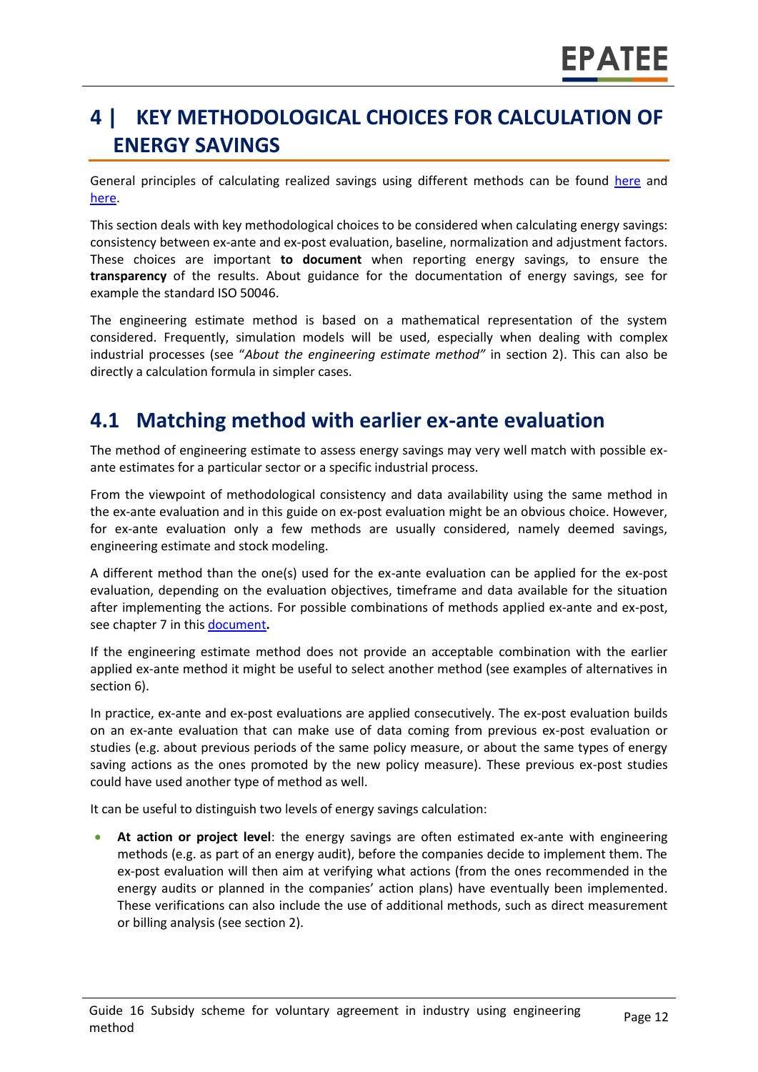# 4 | KEY METHODOLOGICAL CHOICES FOR CALCULATION OF ENERGY SAVINGS

General principles of calculating realized savings using different methods can be found here and here.

This section deals with key methodological choices to be considered when calculating energy savings: consistency between ex-ante and ex-post evaluation, baseline, normalization and adjustment factors. These choices are important **to document** when reporting energy savings, to ensure the **transparency** of the results. About guidance for the documentation of energy savings, see for example the standard ISO 50046.

The engineering estimate method is based on a mathematical representation of the system considered. Frequently, simulation models will be used, especially when dealing with complex industrial processes (see "*About the engineering estimate method"* in section 2). This can also be directly a calculation formula in simpler cases.

## 4.1 Matching method with earlier ex-ante evaluation

The method of engineering estimate to assess energy savings may very well match with possible ex-ante estimates for a particular sector or a specific industrial process.

From the viewpoint of methodological consistency and data availability using the same method in the ex-ante evaluation and in this guide on ex-post evaluation might be an obvious choice. However, for ex-ante evaluation only a few methods are usually considered, namely deemed savings, engineering estimate and stock modeling.

A different method than the one(s) used for the ex-ante evaluation can be applied for the ex-post evaluation, depending on the evaluation objectives, timeframe and data available for the situation after implementing the actions. For possible combinations of methods applied ex-ante and ex-post, see chapter 7 in this document**.**

If the engineering estimate method does not provide an acceptable combination with the earlier applied ex-ante method it might be useful to select another method (see examples of alternatives in section 6).

In practice, ex-ante and ex-post evaluations are applied consecutively. The ex-post evaluation builds on an ex-ante evaluation that can make use of data coming from previous ex-post evaluation or studies (e.g. about previous periods of the same policy measure, or about the same types of energy saving actions as the ones promoted by the new policy measure). These previous ex-post studies could have used another type of method as well.

It can be useful to distinguish two levels of energy savings calculation:

- **At action or project level**: the energy savings are often estimated ex-ante with engineering methods (e.g. as part of an energy audit), before the companies decide to implement them. The ex-post evaluation will then aim at verifying what actions (from the ones recommended in the energy audits or planned in the companies' action plans) have eventually been implemented. These verifications can also include the use of additional methods, such as direct measurement or billing analysis (see section 2).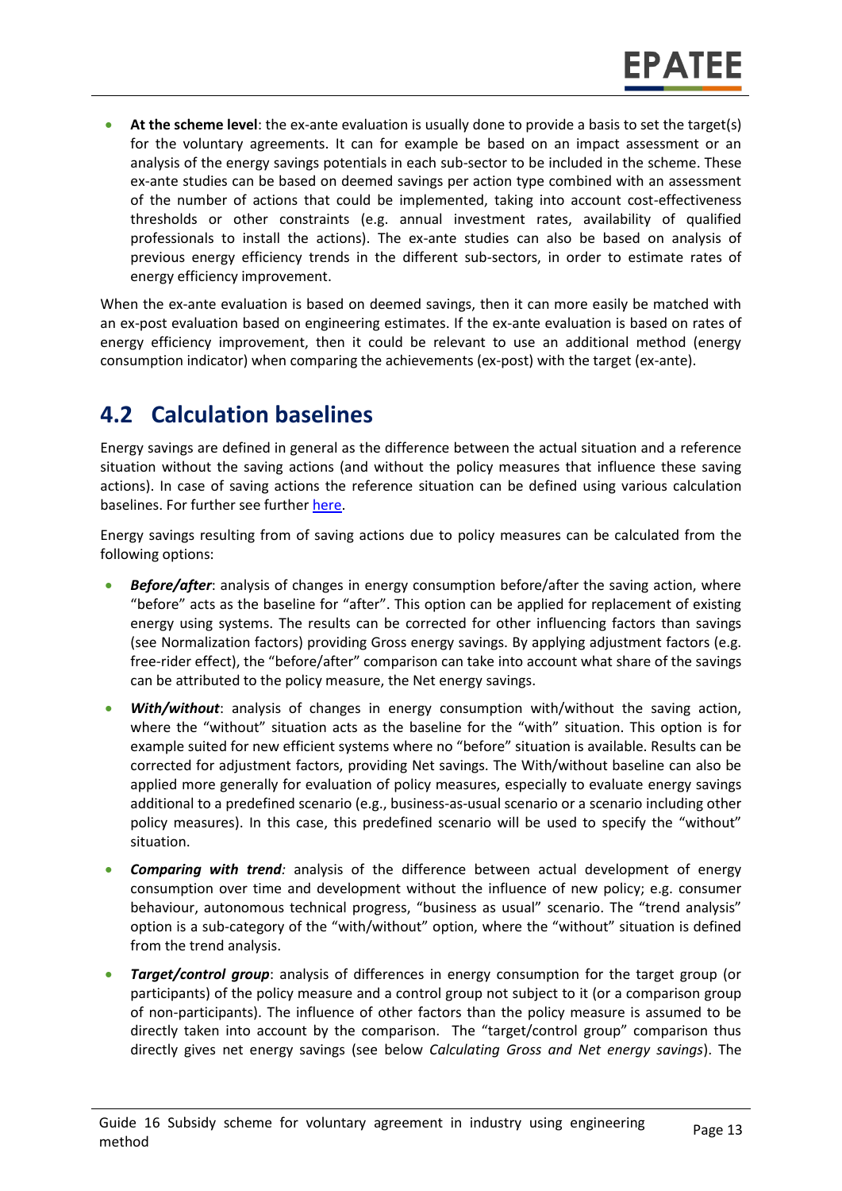- **At the scheme level**: the ex-ante evaluation is usually done to provide a basis to set the target(s) for the voluntary agreements. It can for example be based on an impact assessment or an analysis of the energy savings potentials in each sub-sector to be included in the scheme. These ex-ante studies can be based on deemed savings per action type combined with an assessment of the number of actions that could be implemented, taking into account cost-effectiveness thresholds or other constraints (e.g. annual investment rates, availability of qualified professionals to install the actions). The ex-ante studies can also be based on analysis of previous energy efficiency trends in the different sub-sectors, in order to estimate rates of energy efficiency improvement.

When the ex-ante evaluation is based on deemed savings, then it can more easily be matched with an ex-post evaluation based on engineering estimates. If the ex-ante evaluation is based on rates of energy efficiency improvement, then it could be relevant to use an additional method (energy consumption indicator) when comparing the achievements (ex-post) with the target (ex-ante).

## 4.2 Calculation baselines

Energy savings are defined in general as the difference between the actual situation and a reference situation without the saving actions (and without the policy measures that influence these saving actions). In case of saving actions the reference situation can be defined using various calculation baselines. For further see further [here](#).

Energy savings resulting from of saving actions due to policy measures can be calculated from the following options:

- ***Before/after***: analysis of changes in energy consumption before/after the saving action, where "before" acts as the baseline for "after". This option can be applied for replacement of existing energy using systems. The results can be corrected for other influencing factors than savings (see Normalization factors) providing Gross energy savings. By applying adjustment factors (e.g. free-rider effect), the "before/after" comparison can take into account what share of the savings can be attributed to the policy measure, the Net energy savings.
- ***With/without***: analysis of changes in energy consumption with/without the saving action, where the "without" situation acts as the baseline for the "with" situation. This option is for example suited for new efficient systems where no "before" situation is available. Results can be corrected for adjustment factors, providing Net savings. The With/without baseline can also be applied more generally for evaluation of policy measures, especially to evaluate energy savings additional to a predefined scenario (e.g., business-as-usual scenario or a scenario including other policy measures). In this case, this predefined scenario will be used to specify the "without" situation.
- ***Comparing with trend****:* analysis of the difference between actual development of energy consumption over time and development without the influence of new policy; e.g. consumer behaviour, autonomous technical progress, "business as usual" scenario. The "trend analysis" option is a sub-category of the "with/without" option, where the "without" situation is defined from the trend analysis.
- ***Target/control group***: analysis of differences in energy consumption for the target group (or participants) of the policy measure and a control group not subject to it (or a comparison group of non-participants). The influence of other factors than the policy measure is assumed to be directly taken into account by the comparison. The "target/control group" comparison thus directly gives net energy savings (see below *Calculating Gross and Net energy savings*). The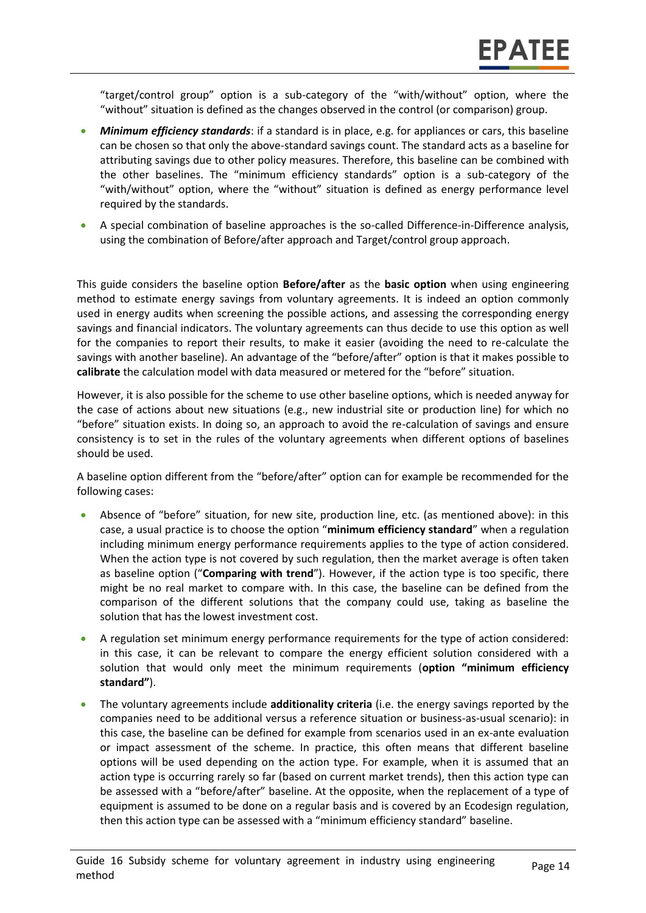"target/control group" option is a sub-category of the "with/without" option, where the "without" situation is defined as the changes observed in the control (or comparison) group.

- ***Minimum efficiency standards***: if a standard is in place, e.g. for appliances or cars, this baseline can be chosen so that only the above-standard savings count. The standard acts as a baseline for attributing savings due to other policy measures. Therefore, this baseline can be combined with the other baselines. The "minimum efficiency standards" option is a sub-category of the "with/without" option, where the "without" situation is defined as energy performance level required by the standards.
- A special combination of baseline approaches is the so-called Difference-in-Difference analysis, using the combination of Before/after approach and Target/control group approach.

This guide considers the baseline option **Before/after** as the **basic option** when using engineering method to estimate energy savings from voluntary agreements. It is indeed an option commonly used in energy audits when screening the possible actions, and assessing the corresponding energy savings and financial indicators. The voluntary agreements can thus decide to use this option as well for the companies to report their results, to make it easier (avoiding the need to re-calculate the savings with another baseline). An advantage of the "before/after" option is that it makes possible to **calibrate** the calculation model with data measured or metered for the "before" situation.

However, it is also possible for the scheme to use other baseline options, which is needed anyway for the case of actions about new situations (e.g., new industrial site or production line) for which no "before" situation exists. In doing so, an approach to avoid the re-calculation of savings and ensure consistency is to set in the rules of the voluntary agreements when different options of baselines should be used.

A baseline option different from the "before/after" option can for example be recommended for the following cases:

- Absence of "before" situation, for new site, production line, etc. (as mentioned above): in this case, a usual practice is to choose the option "**minimum efficiency standard**" when a regulation including minimum energy performance requirements applies to the type of action considered. When the action type is not covered by such regulation, then the market average is often taken as baseline option ("**Comparing with trend**"). However, if the action type is too specific, there might be no real market to compare with. In this case, the baseline can be defined from the comparison of the different solutions that the company could use, taking as baseline the solution that has the lowest investment cost.
- A regulation set minimum energy performance requirements for the type of action considered: in this case, it can be relevant to compare the energy efficient solution considered with a solution that would only meet the minimum requirements (**option "minimum efficiency standard"**).
- The voluntary agreements include **additionality criteria** (i.e. the energy savings reported by the companies need to be additional versus a reference situation or business-as-usual scenario): in this case, the baseline can be defined for example from scenarios used in an ex-ante evaluation or impact assessment of the scheme. In practice, this often means that different baseline options will be used depending on the action type. For example, when it is assumed that an action type is occurring rarely so far (based on current market trends), then this action type can be assessed with a "before/after" baseline. At the opposite, when the replacement of a type of equipment is assumed to be done on a regular basis and is covered by an Ecodesign regulation, then this action type can be assessed with a "minimum efficiency standard" baseline.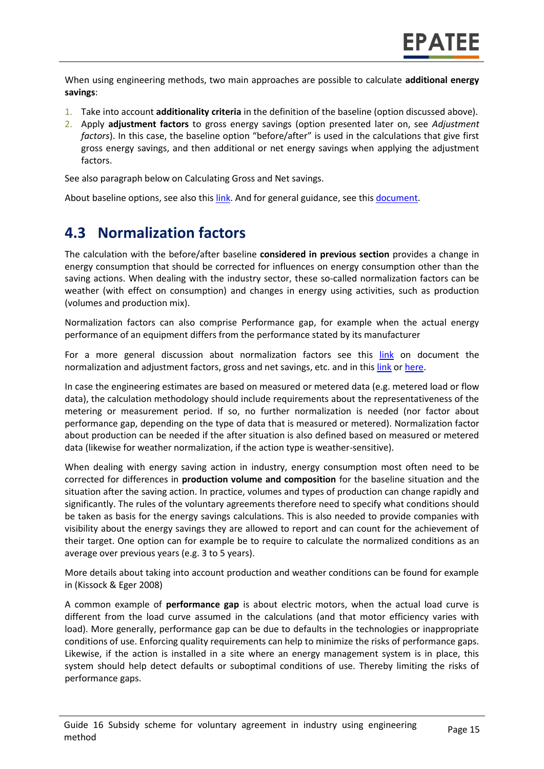When using engineering methods, two main approaches are possible to calculate **additional energy savings**:

1. Take into account **additionality criteria** in the definition of the baseline (option discussed above).
2. Apply **adjustment factors** to gross energy savings (option presented later on, see *Adjustment factors*). In this case, the baseline option "before/after" is used in the calculations that give first gross energy savings, and then additional or net energy savings when applying the adjustment factors.

See also paragraph below on Calculating Gross and Net savings.

About baseline options, see also this link. And for general guidance, see this document.

## 4.3 Normalization factors

The calculation with the before/after baseline **considered in previous section** provides a change in energy consumption that should be corrected for influences on energy consumption other than the saving actions. When dealing with the industry sector, these so-called normalization factors can be weather (with effect on consumption) and changes in energy using activities, such as production (volumes and production mix).

Normalization factors can also comprise Performance gap, for example when the actual energy performance of an equipment differs from the performance stated by its manufacturer

For a more general discussion about normalization factors see this link on document the normalization and adjustment factors, gross and net savings, etc. and in this link or here.

In case the engineering estimates are based on measured or metered data (e.g. metered load or flow data), the calculation methodology should include requirements about the representativeness of the metering or measurement period. If so, no further normalization is needed (nor factor about performance gap, depending on the type of data that is measured or metered). Normalization factor about production can be needed if the after situation is also defined based on measured or metered data (likewise for weather normalization, if the action type is weather-sensitive).

When dealing with energy saving action in industry, energy consumption most often need to be corrected for differences in **production volume and composition** for the baseline situation and the situation after the saving action. In practice, volumes and types of production can change rapidly and significantly. The rules of the voluntary agreements therefore need to specify what conditions should be taken as basis for the energy savings calculations. This is also needed to provide companies with visibility about the energy savings they are allowed to report and can count for the achievement of their target. One option can for example be to require to calculate the normalized conditions as an average over previous years (e.g. 3 to 5 years).

More details about taking into account production and weather conditions can be found for example in (Kissock & Eger 2008)

A common example of **performance gap** is about electric motors, when the actual load curve is different from the load curve assumed in the calculations (and that motor efficiency varies with load). More generally, performance gap can be due to defaults in the technologies or inappropriate conditions of use. Enforcing quality requirements can help to minimize the risks of performance gaps. Likewise, if the action is installed in a site where an energy management system is in place, this system should help detect defaults or suboptimal conditions of use. Thereby limiting the risks of performance gaps.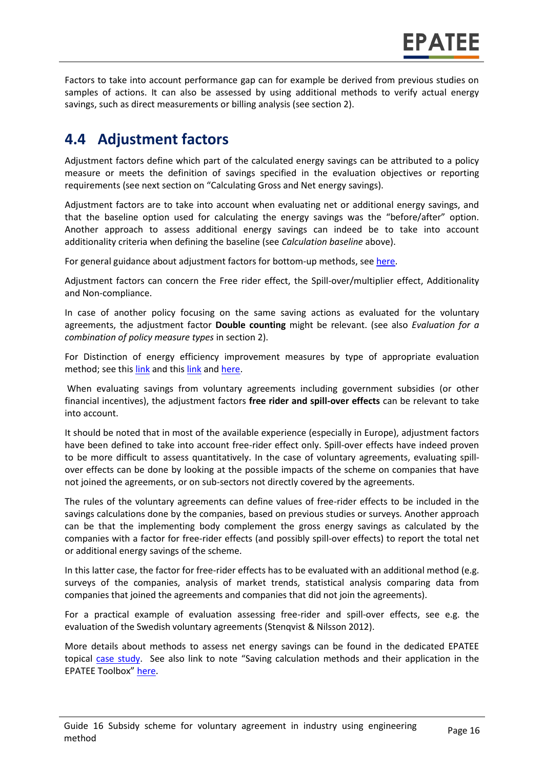Factors to take into account performance gap can for example be derived from previous studies on samples of actions. It can also be assessed by using additional methods to verify actual energy savings, such as direct measurements or billing analysis (see section 2).

## 4.4 Adjustment factors

Adjustment factors define which part of the calculated energy savings can be attributed to a policy measure or meets the definition of savings specified in the evaluation objectives or reporting requirements (see next section on "Calculating Gross and Net energy savings).

Adjustment factors are to take into account when evaluating net or additional energy savings, and that the baseline option used for calculating the energy savings was the "before/after" option. Another approach to assess additional energy savings can indeed be to take into account additionality criteria when defining the baseline (see *Calculation baseline* above).

For general guidance about adjustment factors for bottom-up methods, see here.

Adjustment factors can concern the Free rider effect, the Spill-over/multiplier effect, Additionality and Non-compliance.

In case of another policy focusing on the same saving actions as evaluated for the voluntary agreements, the adjustment factor **Double counting** might be relevant. (see also *Evaluation for a combination of policy measure types* in section 2).

For Distinction of energy efficiency improvement measures by type of appropriate evaluation method; see this link and this link and here.

When evaluating savings from voluntary agreements including government subsidies (or other financial incentives), the adjustment factors **free rider and spill-over effects** can be relevant to take into account.

It should be noted that in most of the available experience (especially in Europe), adjustment factors have been defined to take into account free-rider effect only. Spill-over effects have indeed proven to be more difficult to assess quantitatively. In the case of voluntary agreements, evaluating spill-over effects can be done by looking at the possible impacts of the scheme on companies that have not joined the agreements, or on sub-sectors not directly covered by the agreements.

The rules of the voluntary agreements can define values of free-rider effects to be included in the savings calculations done by the companies, based on previous studies or surveys. Another approach can be that the implementing body complement the gross energy savings as calculated by the companies with a factor for free-rider effects (and possibly spill-over effects) to report the total net or additional energy savings of the scheme.

In this latter case, the factor for free-rider effects has to be evaluated with an additional method (e.g. surveys of the companies, analysis of market trends, statistical analysis comparing data from companies that joined the agreements and companies that did not join the agreements).

For a practical example of evaluation assessing free-rider and spill-over effects, see e.g. the evaluation of the Swedish voluntary agreements (Stenqvist & Nilsson 2012).

More details about methods to assess net energy savings can be found in the dedicated EPATEE topical case study. See also link to note "Saving calculation methods and their application in the EPATEE Toolbox" here.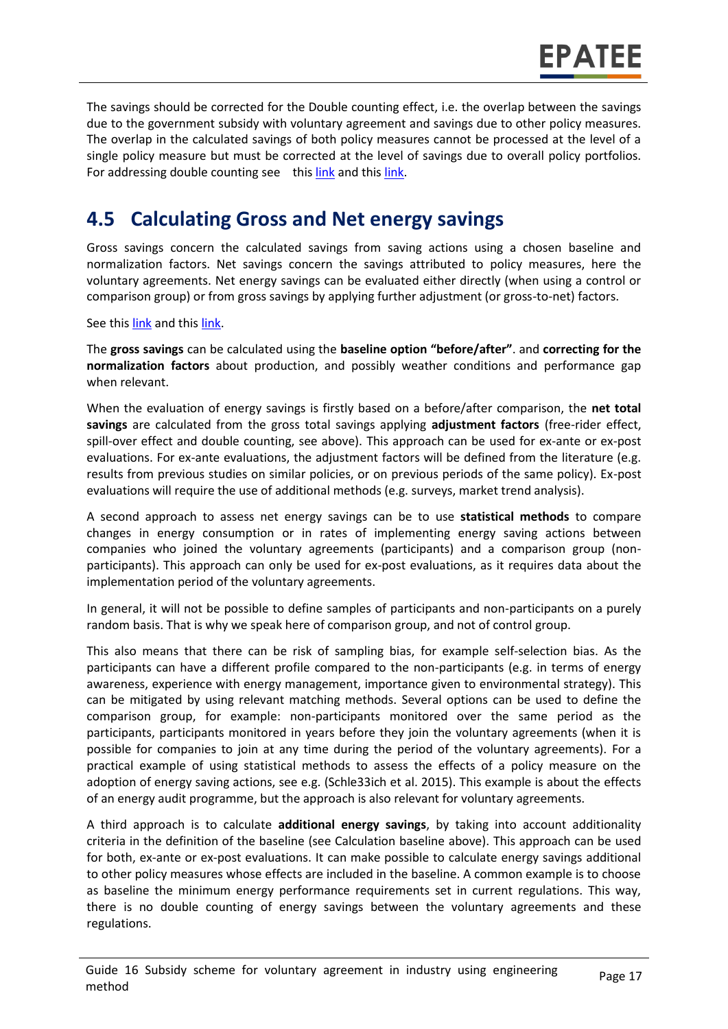The savings should be corrected for the Double counting effect, i.e. the overlap between the savings due to the government subsidy with voluntary agreement and savings due to other policy measures. The overlap in the calculated savings of both policy measures cannot be processed at the level of a single policy measure but must be corrected at the level of savings due to overall policy portfolios. For addressing double counting see this link and this link.

## 4.5 Calculating Gross and Net energy savings

Gross savings concern the calculated savings from saving actions using a chosen baseline and normalization factors. Net savings concern the savings attributed to policy measures, here the voluntary agreements. Net energy savings can be evaluated either directly (when using a control or comparison group) or from gross savings by applying further adjustment (or gross-to-net) factors.

See this link and this link.

The **gross savings** can be calculated using the **baseline option "before/after"**. and **correcting for the normalization factors** about production, and possibly weather conditions and performance gap when relevant.

When the evaluation of energy savings is firstly based on a before/after comparison, the **net total savings** are calculated from the gross total savings applying **adjustment factors** (free-rider effect, spill-over effect and double counting, see above). This approach can be used for ex-ante or ex-post evaluations. For ex-ante evaluations, the adjustment factors will be defined from the literature (e.g. results from previous studies on similar policies, or on previous periods of the same policy). Ex-post evaluations will require the use of additional methods (e.g. surveys, market trend analysis).

A second approach to assess net energy savings can be to use **statistical methods** to compare changes in energy consumption or in rates of implementing energy saving actions between companies who joined the voluntary agreements (participants) and a comparison group (non-participants). This approach can only be used for ex-post evaluations, as it requires data about the implementation period of the voluntary agreements.

In general, it will not be possible to define samples of participants and non-participants on a purely random basis. That is why we speak here of comparison group, and not of control group.

This also means that there can be risk of sampling bias, for example self-selection bias. As the participants can have a different profile compared to the non-participants (e.g. in terms of energy awareness, experience with energy management, importance given to environmental strategy). This can be mitigated by using relevant matching methods. Several options can be used to define the comparison group, for example: non-participants monitored over the same period as the participants, participants monitored in years before they join the voluntary agreements (when it is possible for companies to join at any time during the period of the voluntary agreements). For a practical example of using statistical methods to assess the effects of a policy measure on the adoption of energy saving actions, see e.g. (Schle33ich et al. 2015). This example is about the effects of an energy audit programme, but the approach is also relevant for voluntary agreements.

A third approach is to calculate **additional energy savings**, by taking into account additionality criteria in the definition of the baseline (see Calculation baseline above). This approach can be used for both, ex-ante or ex-post evaluations. It can make possible to calculate energy savings additional to other policy measures whose effects are included in the baseline. A common example is to choose as baseline the minimum energy performance requirements set in current regulations. This way, there is no double counting of energy savings between the voluntary agreements and these regulations.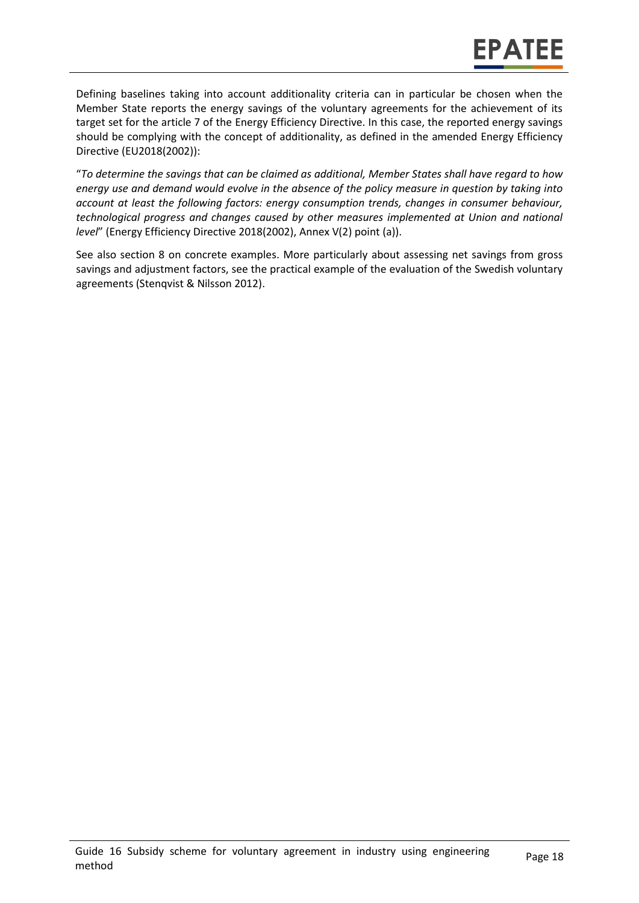Defining baselines taking into account additionality criteria can in particular be chosen when the Member State reports the energy savings of the voluntary agreements for the achievement of its target set for the article 7 of the Energy Efficiency Directive. In this case, the reported energy savings should be complying with the concept of additionality, as defined in the amended Energy Efficiency Directive (EU2018(2002)):

"*To determine the savings that can be claimed as additional, Member States shall have regard to how energy use and demand would evolve in the absence of the policy measure in question by taking into account at least the following factors: energy consumption trends, changes in consumer behaviour, technological progress and changes caused by other measures implemented at Union and national level*" (Energy Efficiency Directive 2018(2002), Annex V(2) point (a)).

See also section 8 on concrete examples. More particularly about assessing net savings from gross savings and adjustment factors, see the practical example of the evaluation of the Swedish voluntary agreements (Stenqvist & Nilsson 2012).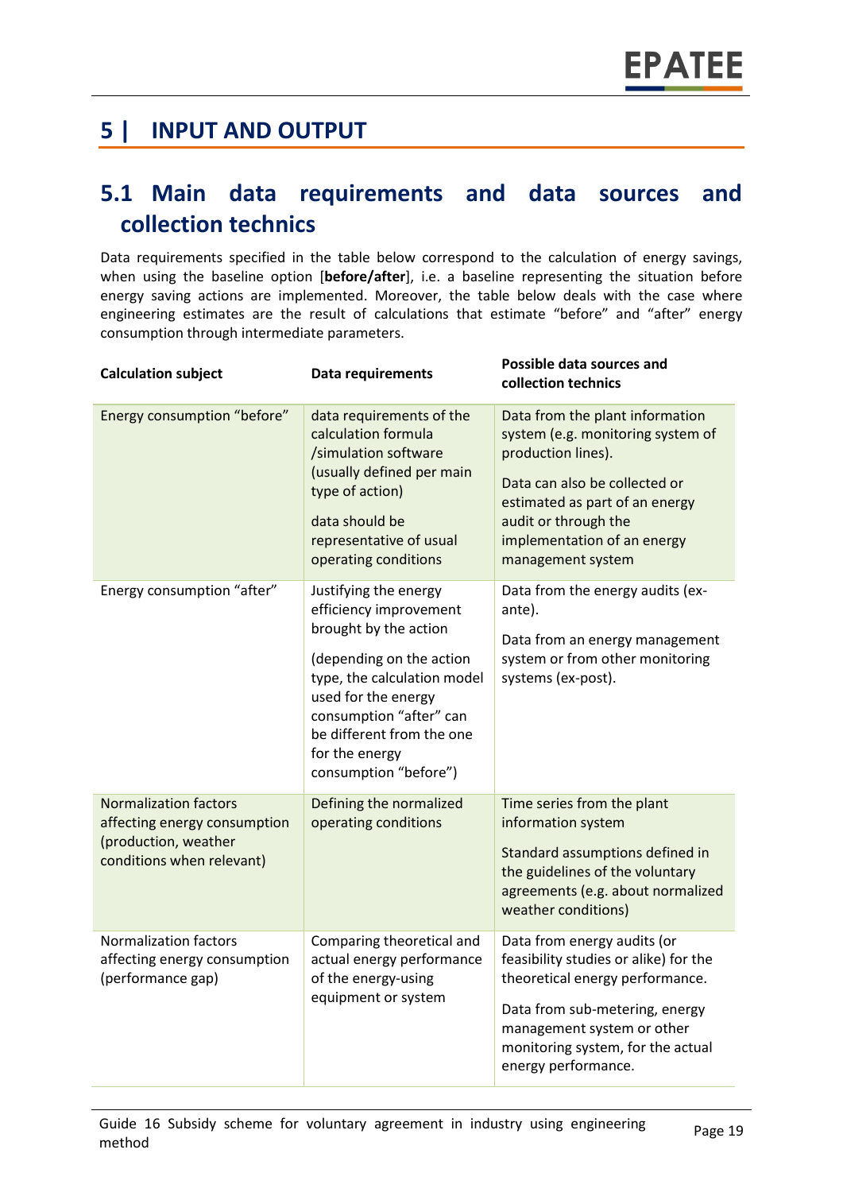# 5 | INPUT AND OUTPUT

## 5.1 Main data requirements and data sources and collection technics

Data requirements specified in the table below correspond to the calculation of energy savings, when using the baseline option [**before/after**], i.e. a baseline representing the situation before energy saving actions are implemented. Moreover, the table below deals with the case where engineering estimates are the result of calculations that estimate "before" and "after" energy consumption through intermediate parameters.

| Calculation subject | Data requirements | Possible data sources and collection technics |
|---|---|---|
| Energy consumption "before" | data requirements of the calculation formula /simulation software (usually defined per main type of action)<br><br>data should be representative of usual operating conditions | Data from the plant information system (e.g. monitoring system of production lines).<br><br>Data can also be collected or estimated as part of an energy audit or through the implementation of an energy management system |
| Energy consumption "after" | Justifying the energy efficiency improvement brought by the action<br><br>(depending on the action type, the calculation model used for the energy consumption "after" can be different from the one for the energy consumption "before") | Data from the energy audits (ex-ante).<br><br>Data from an energy management system or from other monitoring systems (ex-post). |
| Normalization factors affecting energy consumption (production, weather conditions when relevant) | Defining the normalized operating conditions | Time series from the plant information system<br><br>Standard assumptions defined in the guidelines of the voluntary agreements (e.g. about normalized weather conditions) |
| Normalization factors affecting energy consumption (performance gap) | Comparing theoretical and actual energy performance of the energy-using equipment or system | Data from energy audits (or feasibility studies or alike) for the theoretical energy performance.<br><br>Data from sub-metering, energy management system or other monitoring system, for the actual energy performance. |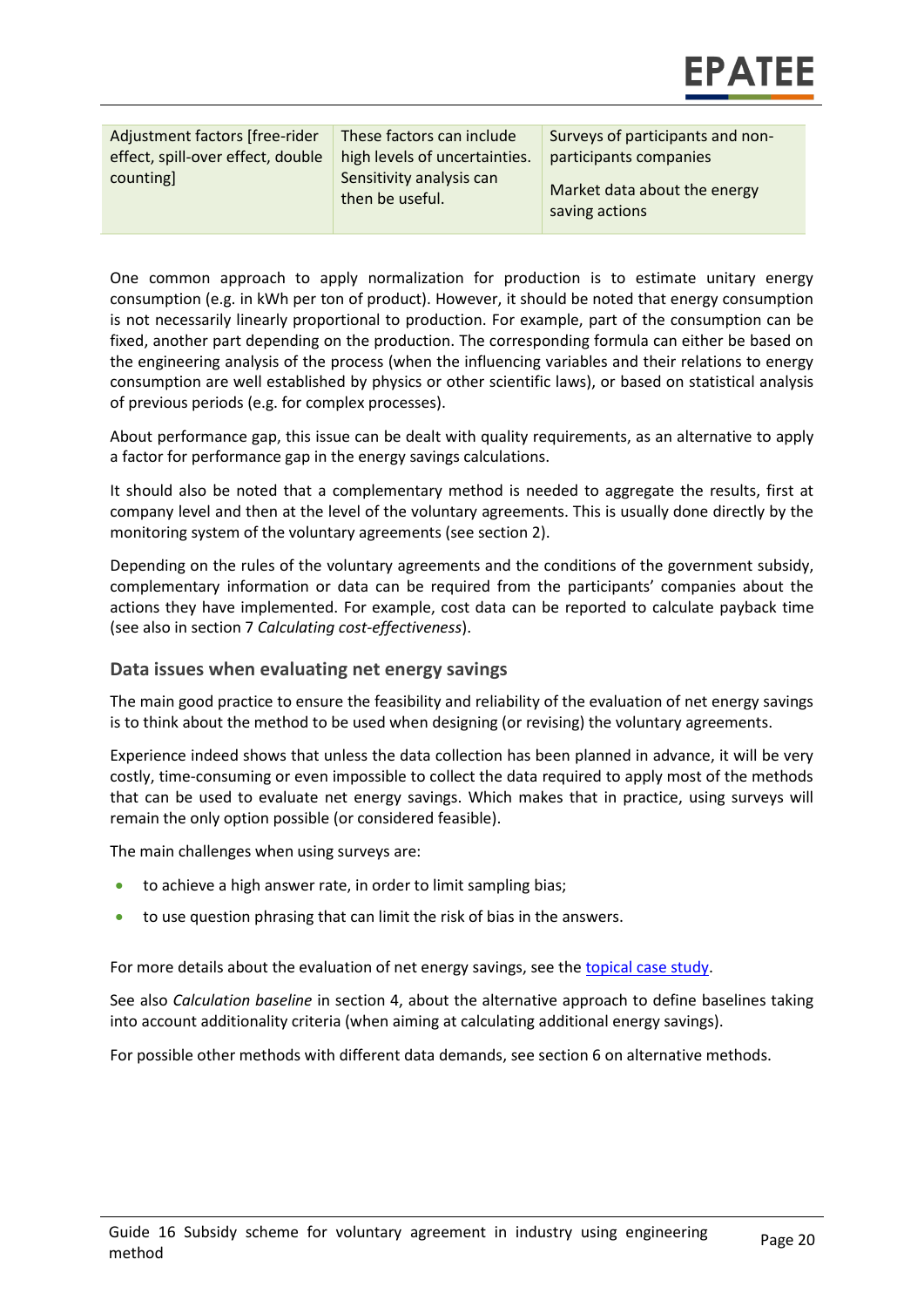| Adjustment factors [free-rider effect, spill-over effect, double counting] | These factors can include high levels of uncertainties. Sensitivity analysis can then be useful. | Surveys of participants and non-participants companies<br><br>Market data about the energy saving actions |
|---|---|---|

One common approach to apply normalization for production is to estimate unitary energy consumption (e.g. in kWh per ton of product). However, it should be noted that energy consumption is not necessarily linearly proportional to production. For example, part of the consumption can be fixed, another part depending on the production. The corresponding formula can either be based on the engineering analysis of the process (when the influencing variables and their relations to energy consumption are well established by physics or other scientific laws), or based on statistical analysis of previous periods (e.g. for complex processes).

About performance gap, this issue can be dealt with quality requirements, as an alternative to apply a factor for performance gap in the energy savings calculations.

It should also be noted that a complementary method is needed to aggregate the results, first at company level and then at the level of the voluntary agreements. This is usually done directly by the monitoring system of the voluntary agreements (see section 2).

Depending on the rules of the voluntary agreements and the conditions of the government subsidy, complementary information or data can be required from the participants' companies about the actions they have implemented. For example, cost data can be reported to calculate payback time (see also in section 7 *Calculating cost-effectiveness*).

### Data issues when evaluating net energy savings

The main good practice to ensure the feasibility and reliability of the evaluation of net energy savings is to think about the method to be used when designing (or revising) the voluntary agreements.

Experience indeed shows that unless the data collection has been planned in advance, it will be very costly, time-consuming or even impossible to collect the data required to apply most of the methods that can be used to evaluate net energy savings. Which makes that in practice, using surveys will remain the only option possible (or considered feasible).

The main challenges when using surveys are:

- to achieve a high answer rate, in order to limit sampling bias;
- to use question phrasing that can limit the risk of bias in the answers.

For more details about the evaluation of net energy savings, see the topical case study.

See also *Calculation baseline* in section 4, about the alternative approach to define baselines taking into account additionality criteria (when aiming at calculating additional energy savings).

For possible other methods with different data demands, see section 6 on alternative methods.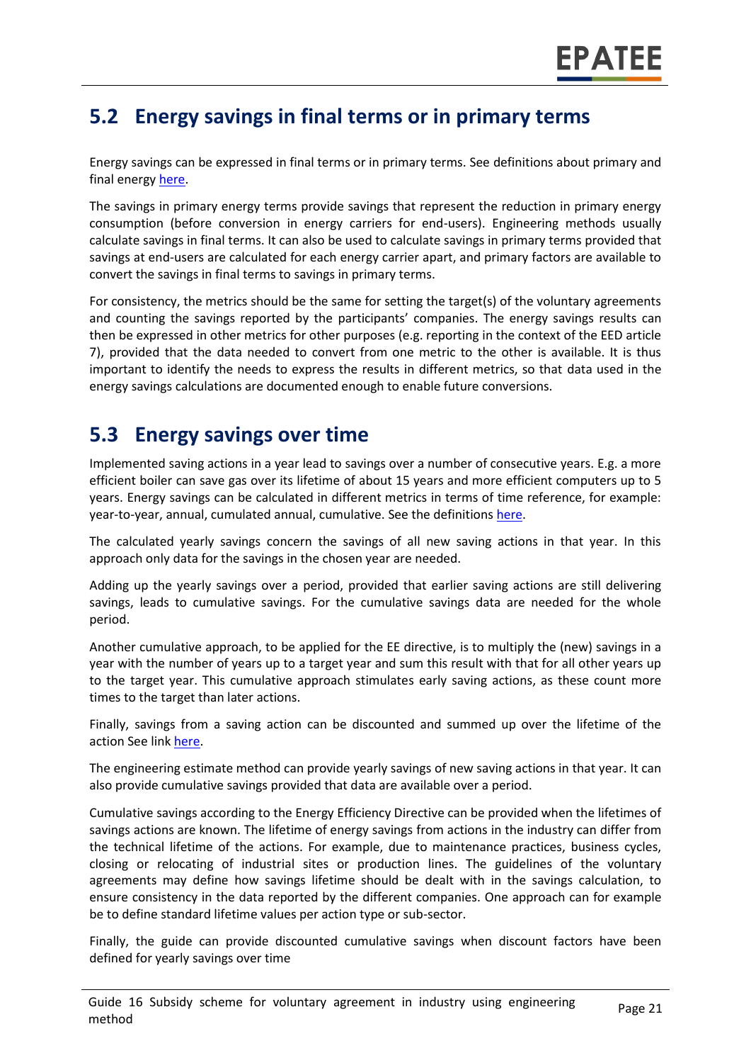## 5.2 Energy savings in final terms or in primary terms

Energy savings can be expressed in final terms or in primary terms. See definitions about primary and final energy here.

The savings in primary energy terms provide savings that represent the reduction in primary energy consumption (before conversion in energy carriers for end-users). Engineering methods usually calculate savings in final terms. It can also be used to calculate savings in primary terms provided that savings at end-users are calculated for each energy carrier apart, and primary factors are available to convert the savings in final terms to savings in primary terms.

For consistency, the metrics should be the same for setting the target(s) of the voluntary agreements and counting the savings reported by the participants' companies. The energy savings results can then be expressed in other metrics for other purposes (e.g. reporting in the context of the EED article 7), provided that the data needed to convert from one metric to the other is available. It is thus important to identify the needs to express the results in different metrics, so that data used in the energy savings calculations are documented enough to enable future conversions.

## 5.3 Energy savings over time

Implemented saving actions in a year lead to savings over a number of consecutive years. E.g. a more efficient boiler can save gas over its lifetime of about 15 years and more efficient computers up to 5 years. Energy savings can be calculated in different metrics in terms of time reference, for example: year-to-year, annual, cumulated annual, cumulative. See the definitions here.

The calculated yearly savings concern the savings of all new saving actions in that year. In this approach only data for the savings in the chosen year are needed.

Adding up the yearly savings over a period, provided that earlier saving actions are still delivering savings, leads to cumulative savings. For the cumulative savings data are needed for the whole period.

Another cumulative approach, to be applied for the EE directive, is to multiply the (new) savings in a year with the number of years up to a target year and sum this result with that for all other years up to the target year. This cumulative approach stimulates early saving actions, as these count more times to the target than later actions.

Finally, savings from a saving action can be discounted and summed up over the lifetime of the action See link here.

The engineering estimate method can provide yearly savings of new saving actions in that year. It can also provide cumulative savings provided that data are available over a period.

Cumulative savings according to the Energy Efficiency Directive can be provided when the lifetimes of savings actions are known. The lifetime of energy savings from actions in the industry can differ from the technical lifetime of the actions. For example, due to maintenance practices, business cycles, closing or relocating of industrial sites or production lines. The guidelines of the voluntary agreements may define how savings lifetime should be dealt with in the savings calculation, to ensure consistency in the data reported by the different companies. One approach can for example be to define standard lifetime values per action type or sub-sector.

Finally, the guide can provide discounted cumulative savings when discount factors have been defined for yearly savings over time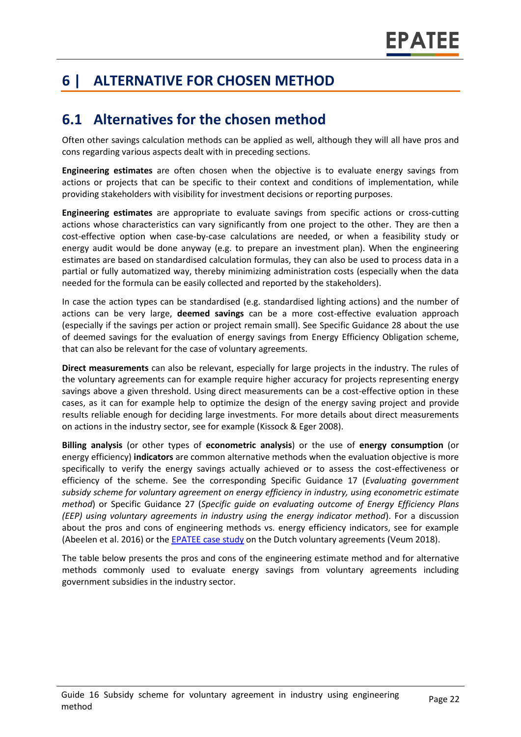# 6 | ALTERNATIVE FOR CHOSEN METHOD

## 6.1 Alternatives for the chosen method

Often other savings calculation methods can be applied as well, although they will all have pros and cons regarding various aspects dealt with in preceding sections.

**Engineering estimates** are often chosen when the objective is to evaluate energy savings from actions or projects that can be specific to their context and conditions of implementation, while providing stakeholders with visibility for investment decisions or reporting purposes.

**Engineering estimates** are appropriate to evaluate savings from specific actions or cross-cutting actions whose characteristics can vary significantly from one project to the other. They are then a cost-effective option when case-by-case calculations are needed, or when a feasibility study or energy audit would be done anyway (e.g. to prepare an investment plan). When the engineering estimates are based on standardised calculation formulas, they can also be used to process data in a partial or fully automatized way, thereby minimizing administration costs (especially when the data needed for the formula can be easily collected and reported by the stakeholders).

In case the action types can be standardised (e.g. standardised lighting actions) and the number of actions can be very large, **deemed savings** can be a more cost-effective evaluation approach (especially if the savings per action or project remain small). See Specific Guidance 28 about the use of deemed savings for the evaluation of energy savings from Energy Efficiency Obligation scheme, that can also be relevant for the case of voluntary agreements.

**Direct measurements** can also be relevant, especially for large projects in the industry. The rules of the voluntary agreements can for example require higher accuracy for projects representing energy savings above a given threshold. Using direct measurements can be a cost-effective option in these cases, as it can for example help to optimize the design of the energy saving project and provide results reliable enough for deciding large investments. For more details about direct measurements on actions in the industry sector, see for example (Kissock & Eger 2008).

**Billing analysis** (or other types of **econometric analysis**) or the use of **energy consumption** (or energy efficiency) **indicators** are common alternative methods when the evaluation objective is more specifically to verify the energy savings actually achieved or to assess the cost-effectiveness or efficiency of the scheme. See the corresponding Specific Guidance 17 (*Evaluating government subsidy scheme for voluntary agreement on energy efficiency in industry, using econometric estimate method*) or Specific Guidance 27 (*Specific guide on evaluating outcome of Energy Efficiency Plans (EEP) using voluntary agreements in industry using the energy indicator method*). For a discussion about the pros and cons of engineering methods vs. energy efficiency indicators, see for example (Abeelen et al. 2016) or the EPATEE case study on the Dutch voluntary agreements (Veum 2018).

The table below presents the pros and cons of the engineering estimate method and for alternative methods commonly used to evaluate energy savings from voluntary agreements including government subsidies in the industry sector.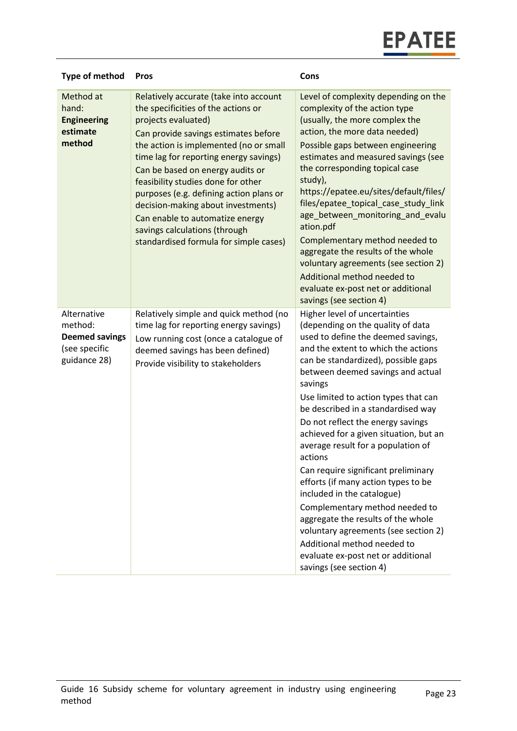| Type of method | Pros | Cons |
|---|---|---|
| Method at hand: **Engineering estimate method** | Relatively accurate (take into account the specificities of the actions or projects evaluated)<br>Can provide savings estimates before the action is implemented (no or small time lag for reporting energy savings)<br>Can be based on energy audits or feasibility studies done for other purposes (e.g. defining action plans or decision-making about investments)<br>Can enable to automatize energy savings calculations (through standardised formula for simple cases) | Level of complexity depending on the complexity of the action type (usually, the more complex the action, the more data needed)<br>Possible gaps between engineering estimates and measured savings (see the corresponding topical case study), https://epatee.eu/sites/default/files/files/epatee_topical_case_study_linkage_between_monitoring_and_evaluation.pdf<br>Complementary method needed to aggregate the results of the whole voluntary agreements (see section 2)<br>Additional method needed to evaluate ex-post net or additional savings (see section 4) |
| Alternative method: **Deemed savings** (see specific guidance 28) | Relatively simple and quick method (no time lag for reporting energy savings)<br>Low running cost (once a catalogue of deemed savings has been defined)<br>Provide visibility to stakeholders | Higher level of uncertainties (depending on the quality of data used to define the deemed savings, and the extent to which the actions can be standardized), possible gaps between deemed savings and actual savings<br>Use limited to action types that can be described in a standardised way<br>Do not reflect the energy savings achieved for a given situation, but an average result for a population of actions<br>Can require significant preliminary efforts (if many action types to be included in the catalogue)<br>Complementary method needed to aggregate the results of the whole voluntary agreements (see section 2)<br>Additional method needed to evaluate ex-post net or additional savings (see section 4) |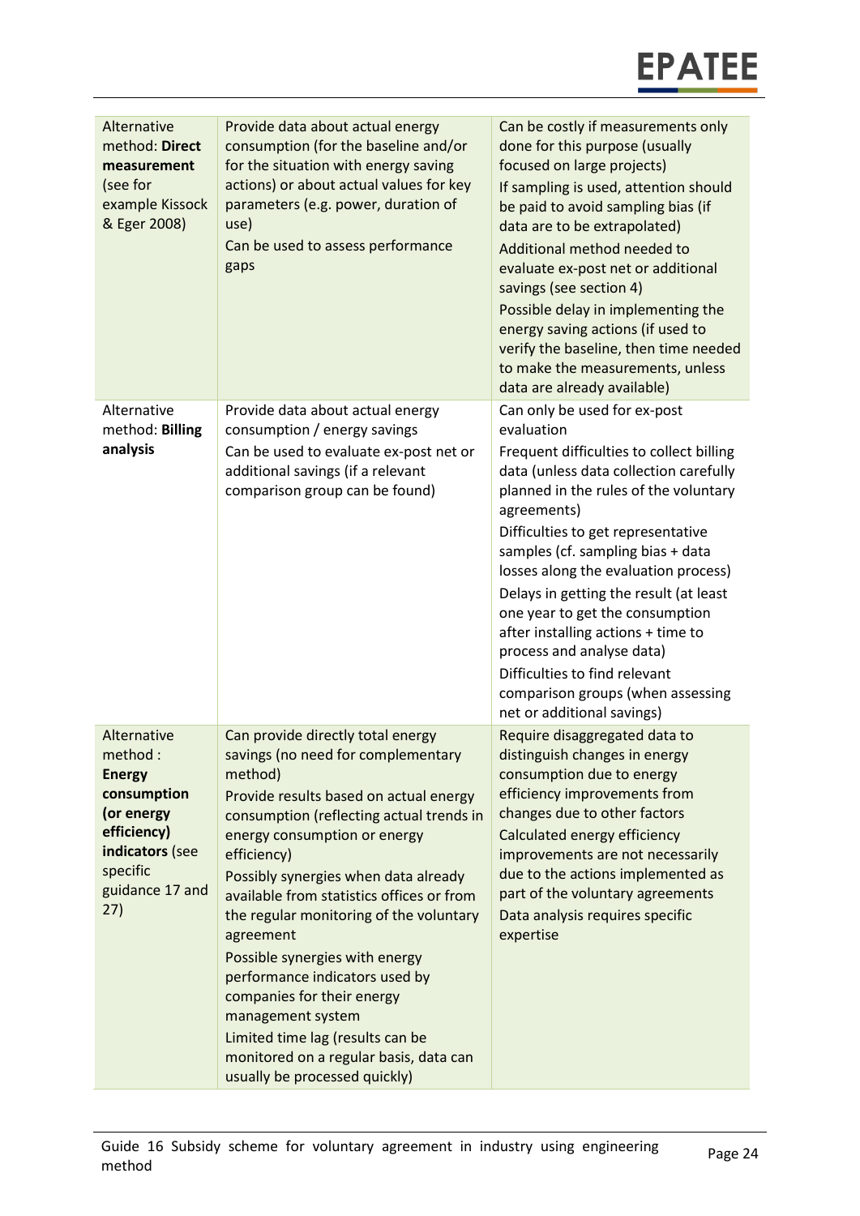| | | |
|---|---|---|
| Alternative method: **Direct measurement** (see for example Kissock & Eger 2008) | Provide data about actual energy consumption (for the baseline and/or for the situation with energy saving actions) or about actual values for key parameters (e.g. power, duration of use)<br>Can be used to assess performance gaps | Can be costly if measurements only done for this purpose (usually focused on large projects)<br>If sampling is used, attention should be paid to avoid sampling bias (if data are to be extrapolated)<br>Additional method needed to evaluate ex-post net or additional savings (see section 4)<br>Possible delay in implementing the energy saving actions (if used to verify the baseline, then time needed to make the measurements, unless data are already available) |
| Alternative method: **Billing analysis** | Provide data about actual energy consumption / energy savings<br>Can be used to evaluate ex-post net or additional savings (if a relevant comparison group can be found) | Can only be used for ex-post evaluation<br>Frequent difficulties to collect billing data (unless data collection carefully planned in the rules of the voluntary agreements)<br>Difficulties to get representative samples (cf. sampling bias + data losses along the evaluation process)<br>Delays in getting the result (at least one year to get the consumption after installing actions + time to process and analyse data)<br>Difficulties to find relevant comparison groups (when assessing net or additional savings) |
| Alternative method : **Energy consumption (or energy efficiency) indicators** (see specific guidance 17 and 27) | Can provide directly total energy savings (no need for complementary method)<br>Provide results based on actual energy consumption (reflecting actual trends in energy consumption or energy efficiency)<br>Possibly synergies when data already available from statistics offices or from the regular monitoring of the voluntary agreement<br>Possible synergies with energy performance indicators used by companies for their energy management system<br>Limited time lag (results can be monitored on a regular basis, data can usually be processed quickly) | Require disaggregated data to distinguish changes in energy consumption due to energy efficiency improvements from changes due to other factors<br>Calculated energy efficiency improvements are not necessarily due to the actions implemented as part of the voluntary agreements<br>Data analysis requires specific expertise |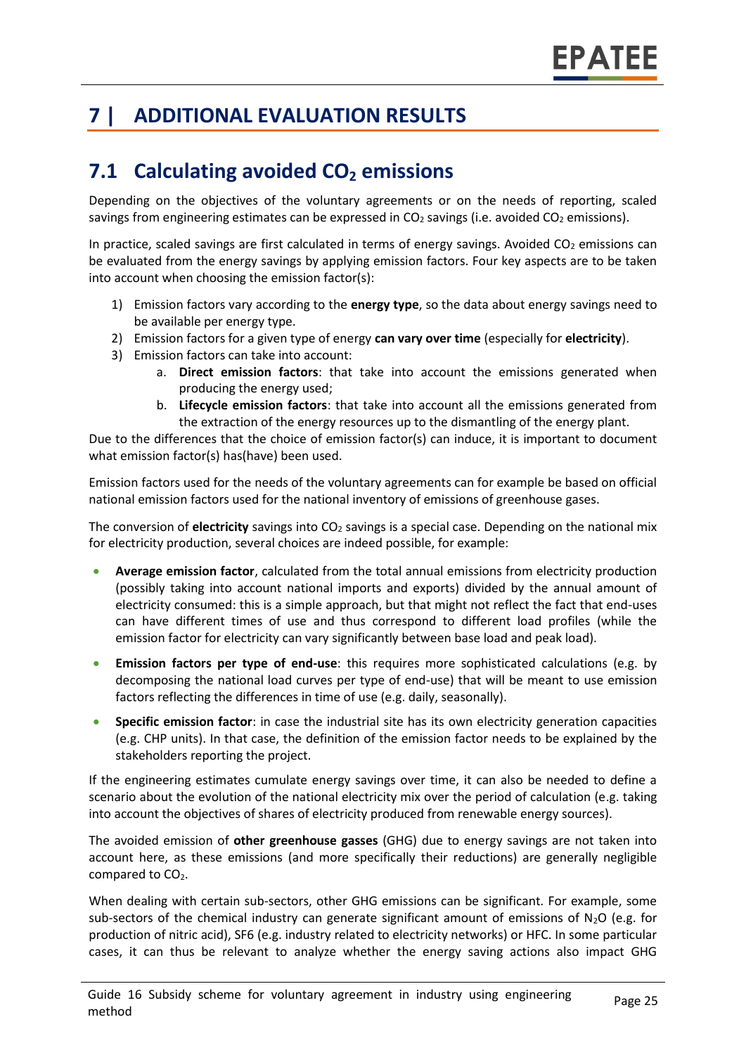# 7 | ADDITIONAL EVALUATION RESULTS

## 7.1 Calculating avoided $CO_2$ emissions

Depending on the objectives of the voluntary agreements or on the needs of reporting, scaled savings from engineering estimates can be expressed in $CO_2$ savings (i.e. avoided $CO_2$ emissions).

In practice, scaled savings are first calculated in terms of energy savings. Avoided $CO_2$ emissions can be evaluated from the energy savings by applying emission factors. Four key aspects are to be taken into account when choosing the emission factor(s):

1) Emission factors vary according to the **energy type**, so the data about energy savings need to be available per energy type.
2) Emission factors for a given type of energy **can vary over time** (especially for **electricity**).
3) Emission factors can take into account:
   a. **Direct emission factors**: that take into account the emissions generated when producing the energy used;
   b. **Lifecycle emission factors**: that take into account all the emissions generated from the extraction of the energy resources up to the dismantling of the energy plant.

Due to the differences that the choice of emission factor(s) can induce, it is important to document what emission factor(s) has(have) been used.

Emission factors used for the needs of the voluntary agreements can for example be based on official national emission factors used for the national inventory of emissions of greenhouse gases.

The conversion of **electricity** savings into $CO_2$ savings is a special case. Depending on the national mix for electricity production, several choices are indeed possible, for example:

- **Average emission factor**, calculated from the total annual emissions from electricity production (possibly taking into account national imports and exports) divided by the annual amount of electricity consumed: this is a simple approach, but that might not reflect the fact that end-uses can have different times of use and thus correspond to different load profiles (while the emission factor for electricity can vary significantly between base load and peak load).
- **Emission factors per type of end-use**: this requires more sophisticated calculations (e.g. by decomposing the national load curves per type of end-use) that will be meant to use emission factors reflecting the differences in time of use (e.g. daily, seasonally).
- **Specific emission factor**: in case the industrial site has its own electricity generation capacities (e.g. CHP units). In that case, the definition of the emission factor needs to be explained by the stakeholders reporting the project.

If the engineering estimates cumulate energy savings over time, it can also be needed to define a scenario about the evolution of the national electricity mix over the period of calculation (e.g. taking into account the objectives of shares of electricity produced from renewable energy sources).

The avoided emission of **other greenhouse gasses** (GHG) due to energy savings are not taken into account here, as these emissions (and more specifically their reductions) are generally negligible compared to $CO_2$.

When dealing with certain sub-sectors, other GHG emissions can be significant. For example, some sub-sectors of the chemical industry can generate significant amount of emissions of $N_2O$ (e.g. for production of nitric acid), SF6 (e.g. industry related to electricity networks) or HFC. In some particular cases, it can thus be relevant to analyze whether the energy saving actions also impact GHG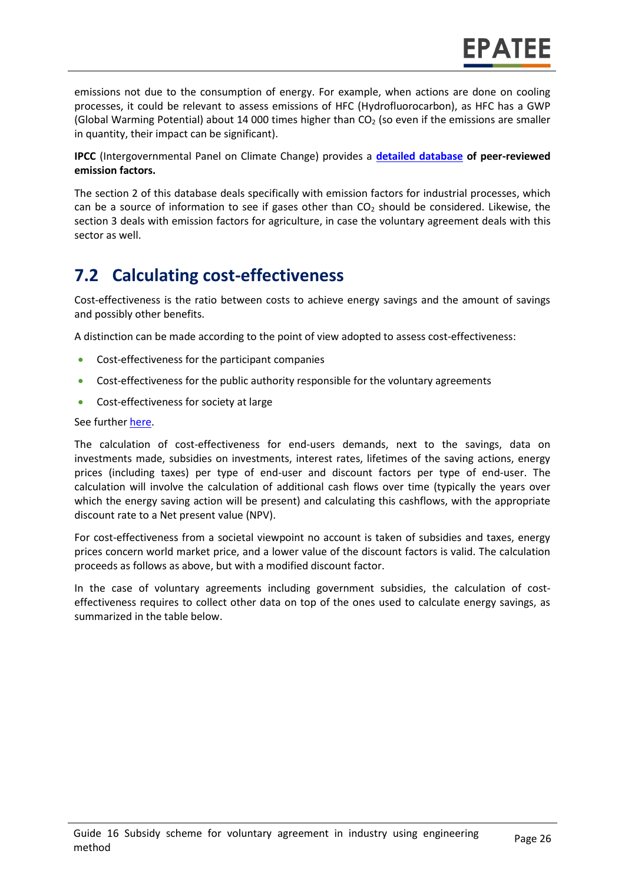emissions not due to the consumption of energy. For example, when actions are done on cooling processes, it could be relevant to assess emissions of HFC (Hydrofluorocarbon), as HFC has a GWP (Global Warming Potential) about 14 000 times higher than $CO_2$ (so even if the emissions are smaller in quantity, their impact can be significant).

**IPCC** (Intergovernmental Panel on Climate Change) provides a **detailed database of peer-reviewed emission factors.**

The section 2 of this database deals specifically with emission factors for industrial processes, which can be a source of information to see if gases other than $CO_2$ should be considered. Likewise, the section 3 deals with emission factors for agriculture, in case the voluntary agreement deals with this sector as well.

## 7.2 Calculating cost-effectiveness

Cost-effectiveness is the ratio between costs to achieve energy savings and the amount of savings and possibly other benefits.

A distinction can be made according to the point of view adopted to assess cost-effectiveness:

- Cost-effectiveness for the participant companies
- Cost-effectiveness for the public authority responsible for the voluntary agreements
- Cost-effectiveness for society at large

See further here.

The calculation of cost-effectiveness for end-users demands, next to the savings, data on investments made, subsidies on investments, interest rates, lifetimes of the saving actions, energy prices (including taxes) per type of end-user and discount factors per type of end-user. The calculation will involve the calculation of additional cash flows over time (typically the years over which the energy saving action will be present) and calculating this cashflows, with the appropriate discount rate to a Net present value (NPV).

For cost-effectiveness from a societal viewpoint no account is taken of subsidies and taxes, energy prices concern world market price, and a lower value of the discount factors is valid. The calculation proceeds as follows as above, but with a modified discount factor.

In the case of voluntary agreements including government subsidies, the calculation of cost-effectiveness requires to collect other data on top of the ones used to calculate energy savings, as summarized in the table below.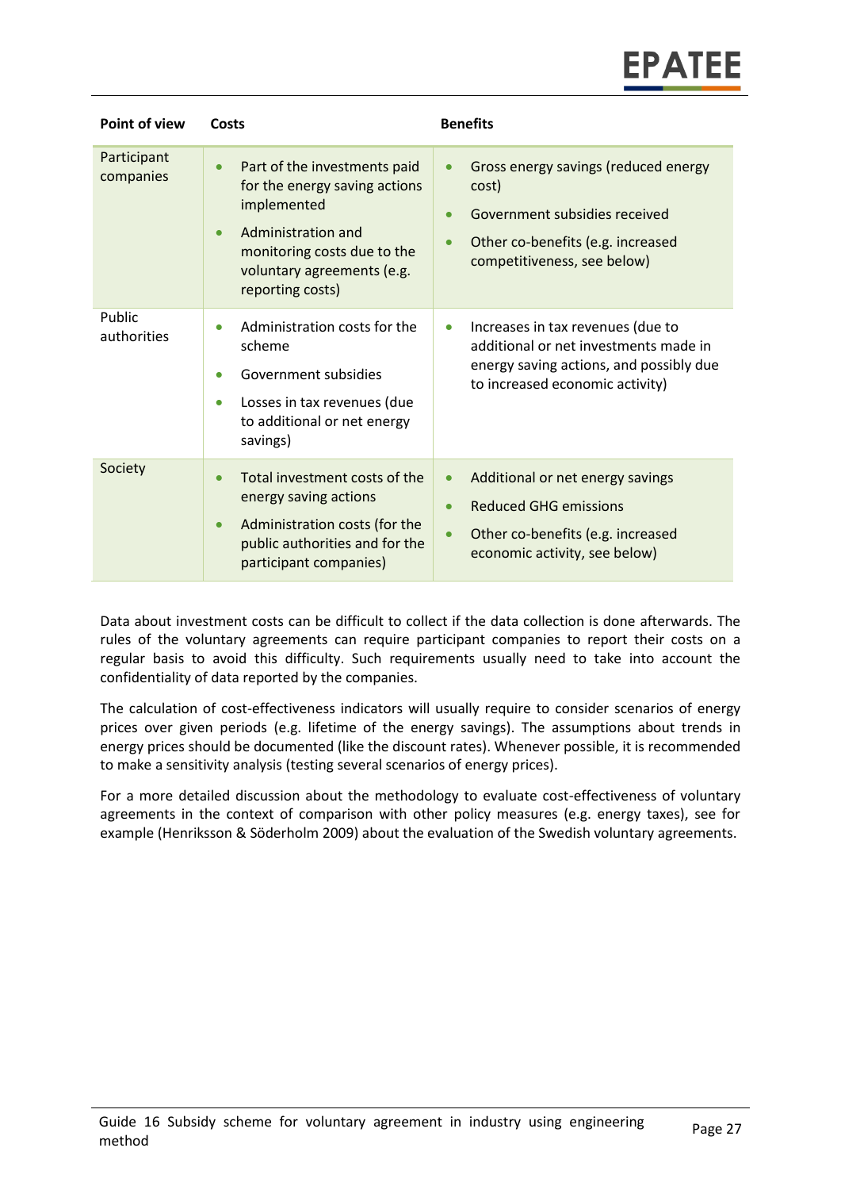| Point of view | Costs | Benefits |
|---|---|---|
| Participant companies | • Part of the investments paid for the energy saving actions implemented<br>• Administration and monitoring costs due to the voluntary agreements (e.g. reporting costs) | • Gross energy savings (reduced energy cost)<br>• Government subsidies received<br>• Other co-benefits (e.g. increased competitiveness, see below) |
| Public authorities | • Administration costs for the scheme<br>• Government subsidies<br>• Losses in tax revenues (due to additional or net energy savings) | • Increases in tax revenues (due to additional or net investments made in energy saving actions, and possibly due to increased economic activity) |
| Society | • Total investment costs of the energy saving actions<br>• Administration costs (for the public authorities and for the participant companies) | • Additional or net energy savings<br>• Reduced GHG emissions<br>• Other co-benefits (e.g. increased economic activity, see below) |

Data about investment costs can be difficult to collect if the data collection is done afterwards. The rules of the voluntary agreements can require participant companies to report their costs on a regular basis to avoid this difficulty. Such requirements usually need to take into account the confidentiality of data reported by the companies.

The calculation of cost-effectiveness indicators will usually require to consider scenarios of energy prices over given periods (e.g. lifetime of the energy savings). The assumptions about trends in energy prices should be documented (like the discount rates). Whenever possible, it is recommended to make a sensitivity analysis (testing several scenarios of energy prices).

For a more detailed discussion about the methodology to evaluate cost-effectiveness of voluntary agreements in the context of comparison with other policy measures (e.g. energy taxes), see for example (Henriksson & Söderholm 2009) about the evaluation of the Swedish voluntary agreements.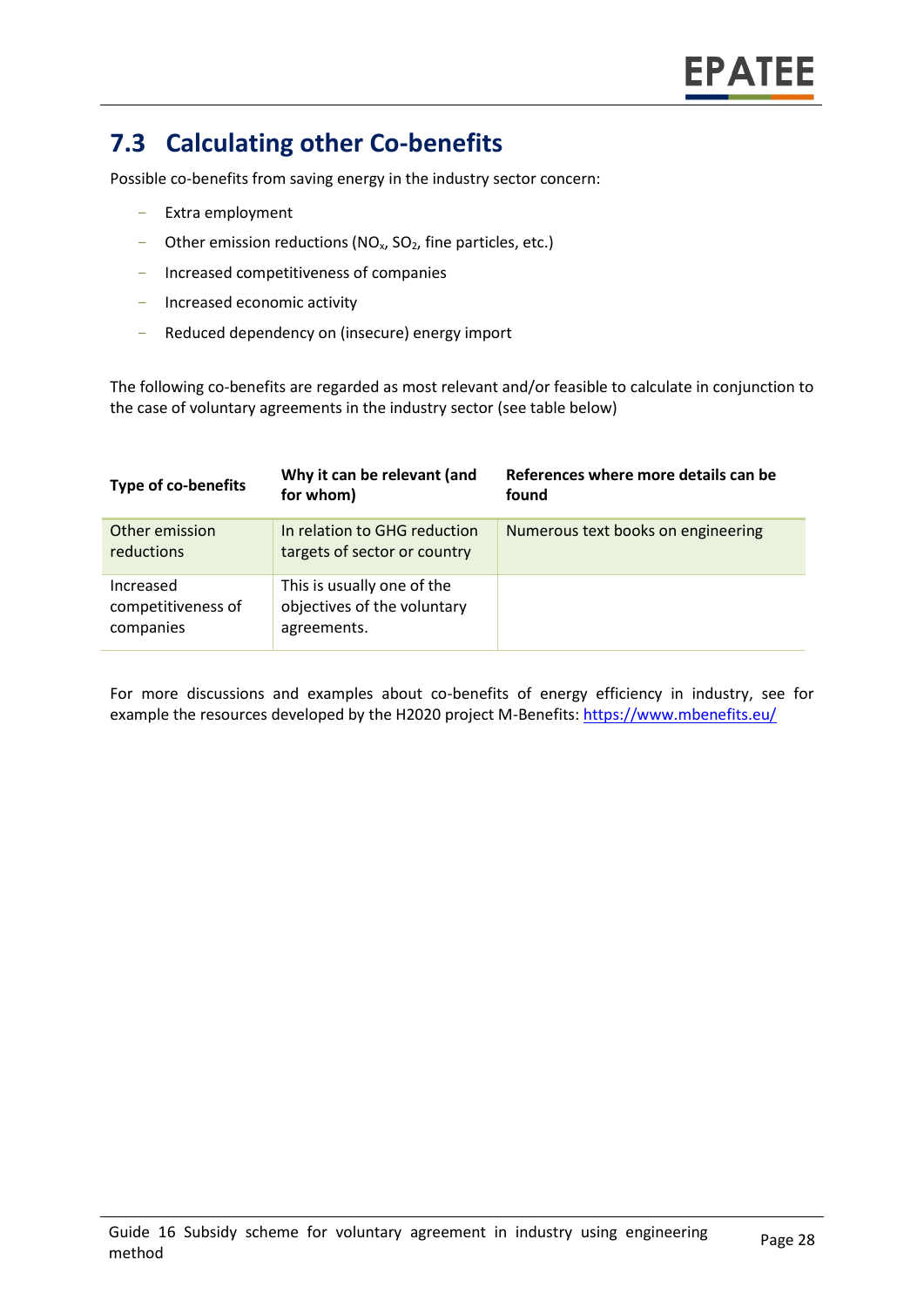## 7.3 Calculating other Co-benefits

Possible co-benefits from saving energy in the industry sector concern:

- Extra employment
- Other emission reductions ($NO_x$, $SO_2$, fine particles, etc.)
- Increased competitiveness of companies
- Increased economic activity
- Reduced dependency on (insecure) energy import

The following co-benefits are regarded as most relevant and/or feasible to calculate in conjunction to the case of voluntary agreements in the industry sector (see table below)

| Type of co-benefits | Why it can be relevant (and for whom) | References where more details can be found |
|---|---|---|
| Other emission reductions | In relation to GHG reduction targets of sector or country | Numerous text books on engineering |
| Increased competitiveness of companies | This is usually one of the objectives of the voluntary agreements. | |

For more discussions and examples about co-benefits of energy efficiency in industry, see for example the resources developed by the H2020 project M-Benefits: https://www.mbenefits.eu/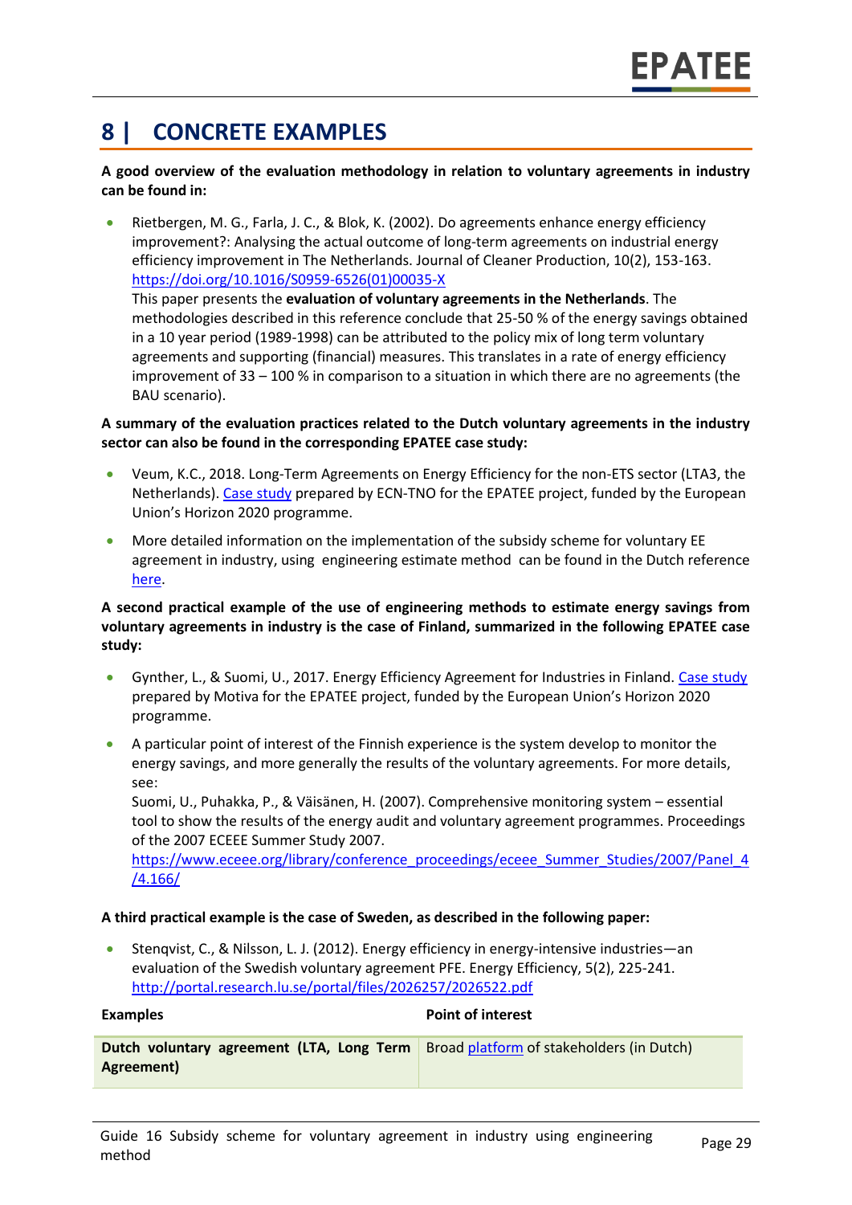# 8 | CONCRETE EXAMPLES

**A good overview of the evaluation methodology in relation to voluntary agreements in industry can be found in:**

- Rietbergen, M. G., Farla, J. C., & Blok, K. (2002). Do agreements enhance energy efficiency improvement?: Analysing the actual outcome of long-term agreements on industrial energy efficiency improvement in The Netherlands. Journal of Cleaner Production, 10(2), 153-163. https://doi.org/10.1016/S0959-6526(01)00035-X
  This paper presents the **evaluation of voluntary agreements in the Netherlands**. The methodologies described in this reference conclude that 25-50 % of the energy savings obtained in a 10 year period (1989-1998) can be attributed to the policy mix of long term voluntary agreements and supporting (financial) measures. This translates in a rate of energy efficiency improvement of 33 – 100 % in comparison to a situation in which there are no agreements (the BAU scenario).

**A summary of the evaluation practices related to the Dutch voluntary agreements in the industry sector can also be found in the corresponding EPATEE case study:**

- Veum, K.C., 2018. Long-Term Agreements on Energy Efficiency for the non-ETS sector (LTA3, the Netherlands). Case study prepared by ECN-TNO for the EPATEE project, funded by the European Union's Horizon 2020 programme.
- More detailed information on the implementation of the subsidy scheme for voluntary EE agreement in industry, using engineering estimate method can be found in the Dutch reference here.

**A second practical example of the use of engineering methods to estimate energy savings from voluntary agreements in industry is the case of Finland, summarized in the following EPATEE case study:**

- Gynther, L., & Suomi, U., 2017. Energy Efficiency Agreement for Industries in Finland. Case study prepared by Motiva for the EPATEE project, funded by the European Union's Horizon 2020 programme.
- A particular point of interest of the Finnish experience is the system develop to monitor the energy savings, and more generally the results of the voluntary agreements. For more details, see:
  Suomi, U., Puhakka, P., & Väisänen, H. (2007). Comprehensive monitoring system – essential tool to show the results of the energy audit and voluntary agreement programmes. Proceedings of the 2007 ECEEE Summer Study 2007.
  https://www.eceee.org/library/conference_proceedings/eceee_Summer_Studies/2007/Panel_4/4.166/

**A third practical example is the case of Sweden, as described in the following paper:**

- Stenqvist, C., & Nilsson, L. J. (2012). Energy efficiency in energy-intensive industries—an evaluation of the Swedish voluntary agreement PFE. Energy Efficiency, 5(2), 225-241. http://portal.research.lu.se/portal/files/2026257/2026522.pdf

| Examples | Point of interest |
|---|---|
| **Dutch voluntary agreement (LTA, Long Term Agreement)** | Broad platform of stakeholders (in Dutch) |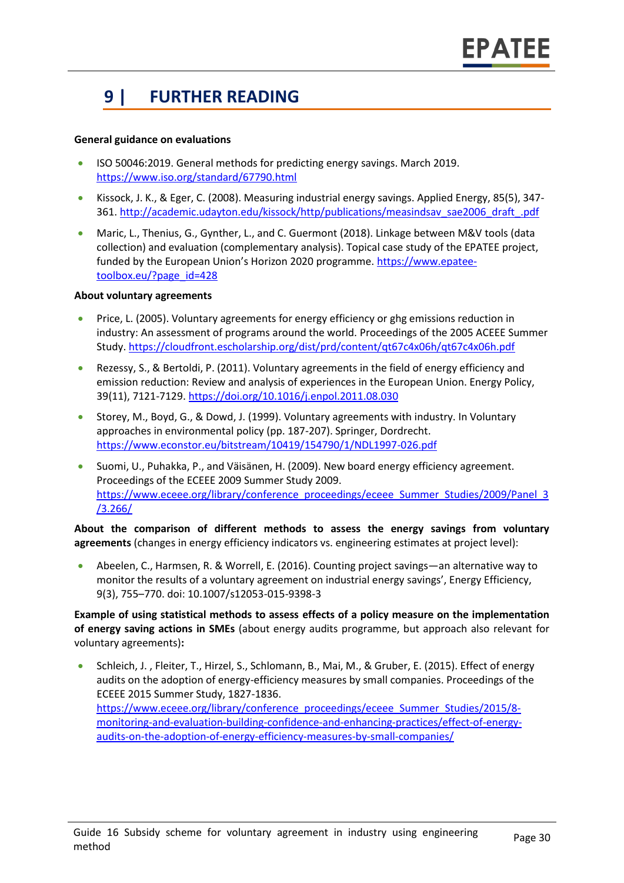# 9 | FURTHER READING

**General guidance on evaluations**

- ISO 50046:2019. General methods for predicting energy savings. March 2019. https://www.iso.org/standard/67790.html
- Kissock, J. K., & Eger, C. (2008). Measuring industrial energy savings. Applied Energy, 85(5), 347-361. http://academic.udayton.edu/kissock/http/publications/measindsav_sae2006_draft_.pdf
- Maric, L., Thenius, G., Gynther, L., and C. Guermont (2018). Linkage between M&V tools (data collection) and evaluation (complementary analysis). Topical case study of the EPATEE project, funded by the European Union's Horizon 2020 programme. https://www.epatee-toolbox.eu/?page_id=428

**About voluntary agreements**

- Price, L. (2005). Voluntary agreements for energy efficiency or ghg emissions reduction in industry: An assessment of programs around the world. Proceedings of the 2005 ACEEE Summer Study. https://cloudfront.escholarship.org/dist/prd/content/qt67c4x06h/qt67c4x06h.pdf
- Rezessy, S., & Bertoldi, P. (2011). Voluntary agreements in the field of energy efficiency and emission reduction: Review and analysis of experiences in the European Union. Energy Policy, 39(11), 7121-7129. https://doi.org/10.1016/j.enpol.2011.08.030
- Storey, M., Boyd, G., & Dowd, J. (1999). Voluntary agreements with industry. In Voluntary approaches in environmental policy (pp. 187-207). Springer, Dordrecht. https://www.econstor.eu/bitstream/10419/154790/1/NDL1997-026.pdf
- Suomi, U., Puhakka, P., and Väisänen, H. (2009). New board energy efficiency agreement. Proceedings of the ECEEE 2009 Summer Study 2009. https://www.eceee.org/library/conference_proceedings/eceee_Summer_Studies/2009/Panel_3/3.266/

**About the comparison of different methods to assess the energy savings from voluntary agreements** (changes in energy efficiency indicators vs. engineering estimates at project level):

- Abeelen, C., Harmsen, R. & Worrell, E. (2016). Counting project savings—an alternative way to monitor the results of a voluntary agreement on industrial energy savings', Energy Efficiency, 9(3), 755–770. doi: 10.1007/s12053-015-9398-3

**Example of using statistical methods to assess effects of a policy measure on the implementation of energy saving actions in SMEs** (about energy audits programme, but approach also relevant for voluntary agreements)**:**

- Schleich, J. , Fleiter, T., Hirzel, S., Schlomann, B., Mai, M., & Gruber, E. (2015). Effect of energy audits on the adoption of energy-efficiency measures by small companies. Proceedings of the ECEEE 2015 Summer Study, 1827-1836. https://www.eceee.org/library/conference_proceedings/eceee_Summer_Studies/2015/8-monitoring-and-evaluation-building-confidence-and-enhancing-practices/effect-of-energy-audits-on-the-adoption-of-energy-efficiency-measures-by-small-companies/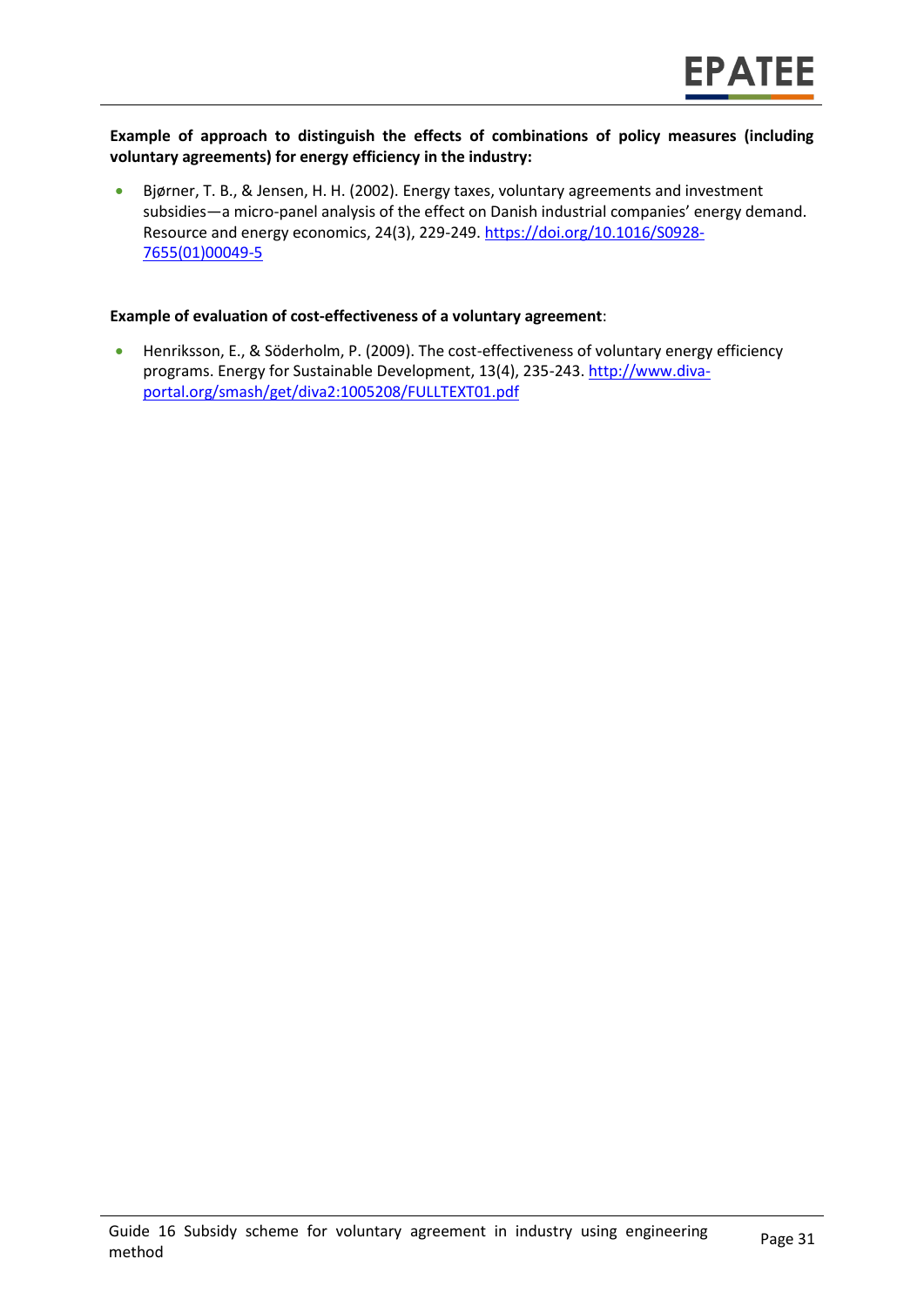**Example of approach to distinguish the effects of combinations of policy measures (including voluntary agreements) for energy efficiency in the industry:**

- Bjørner, T. B., & Jensen, H. H. (2002). Energy taxes, voluntary agreements and investment subsidies—a micro-panel analysis of the effect on Danish industrial companies' energy demand. Resource and energy economics, 24(3), 229-249. https://doi.org/10.1016/S0928-7655(01)00049-5

**Example of evaluation of cost-effectiveness of a voluntary agreement**:

- Henriksson, E., & Söderholm, P. (2009). The cost-effectiveness of voluntary energy efficiency programs. Energy for Sustainable Development, 13(4), 235-243. http://www.diva-portal.org/smash/get/diva2:1005208/FULLTEXT01.pdf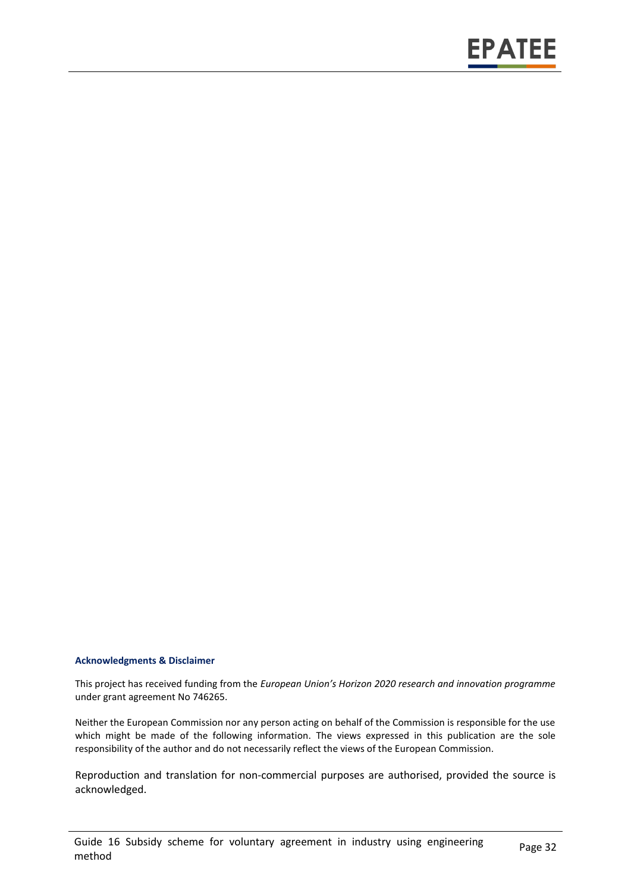#### Acknowledgments & Disclaimer

This project has received funding from the *European Union's Horizon 2020 research and innovation programme* under grant agreement No 746265.

Neither the European Commission nor any person acting on behalf of the Commission is responsible for the use which might be made of the following information. The views expressed in this publication are the sole responsibility of the author and do not necessarily reflect the views of the European Commission.

Reproduction and translation for non-commercial purposes are authorised, provided the source is acknowledged.